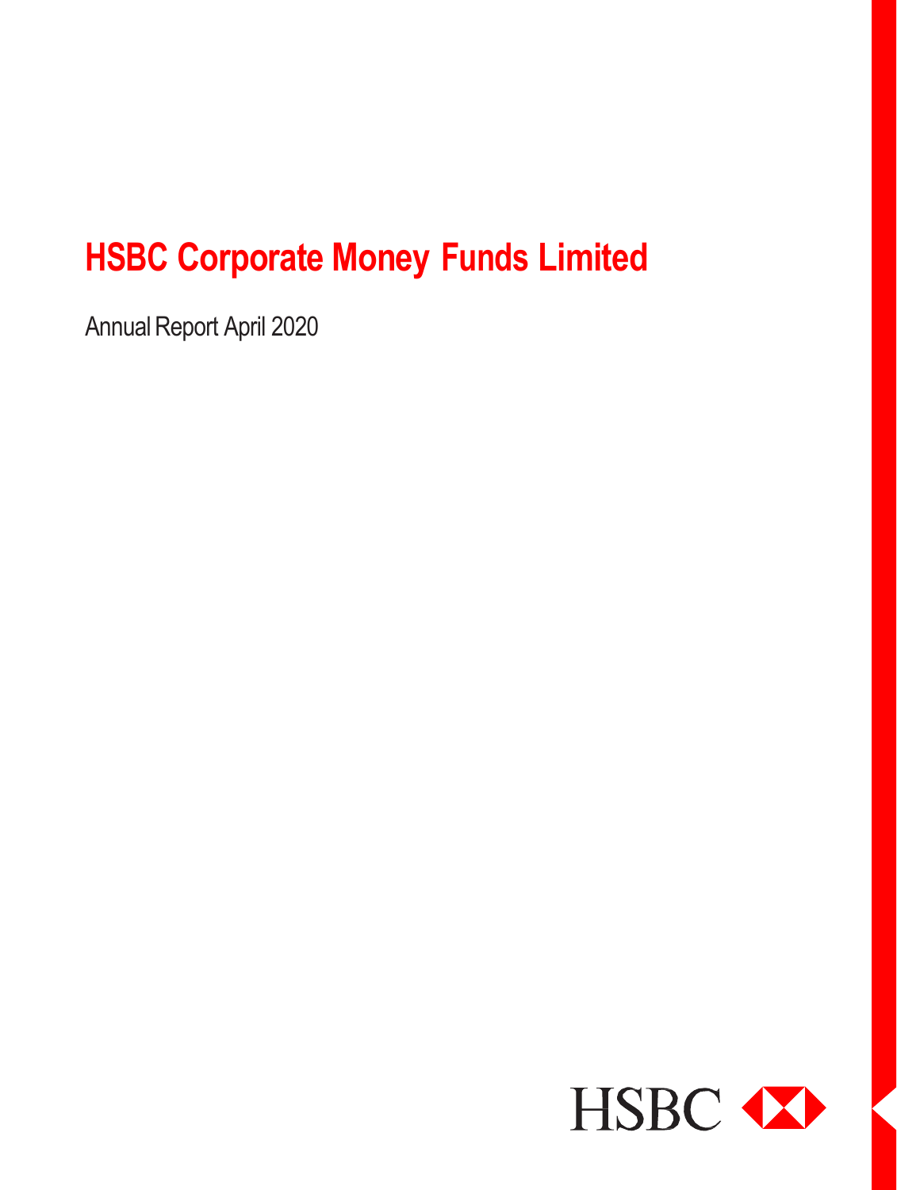# HSBC Corporate Money Funds Limited

Annual Report April 2020

HSBC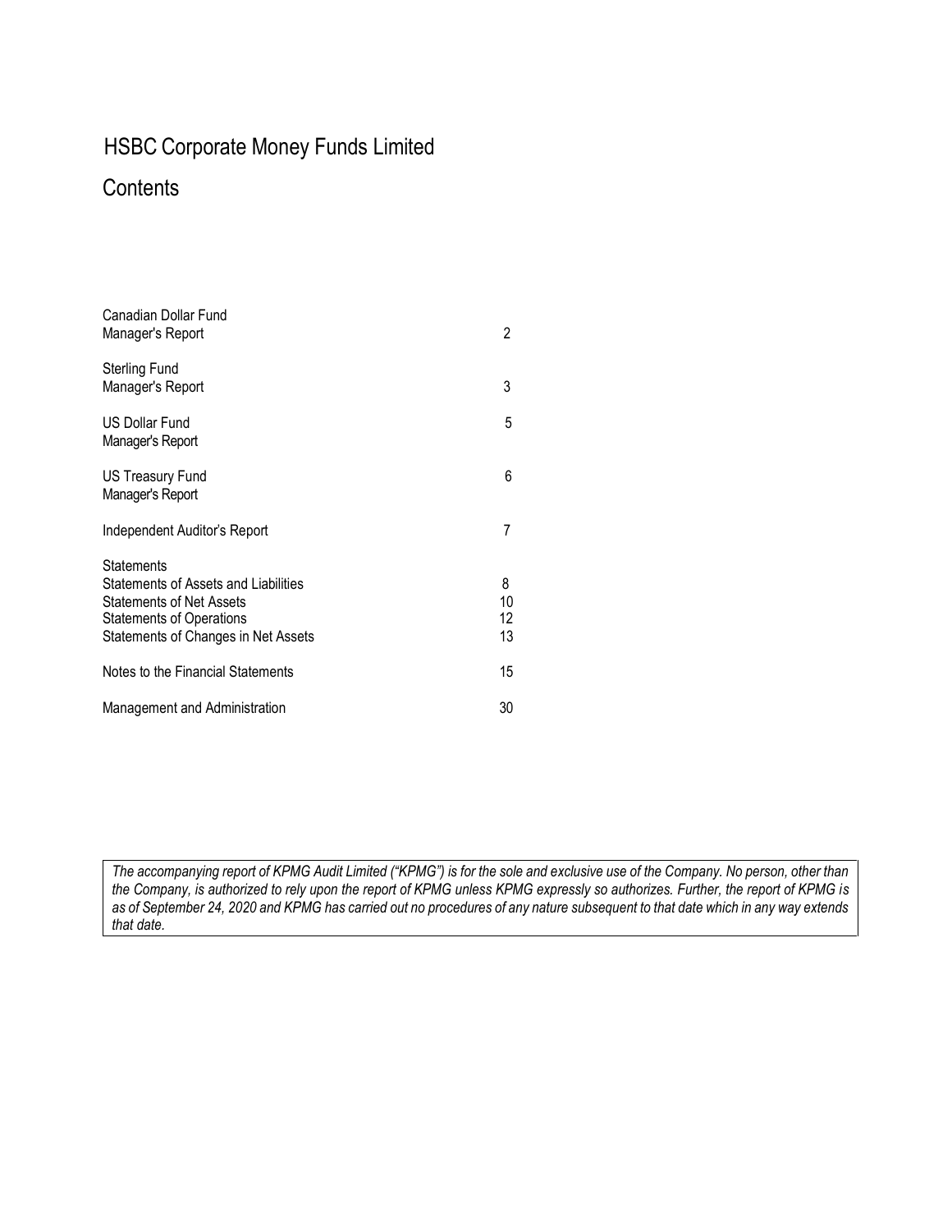# HSBC Corporate Money Funds Limited

## Contents

| | |
|---|---|
| Canadian Dollar Fund<br>Manager's Report | 2 |
| Sterling Fund<br>Manager's Report | 3 |
| US Dollar Fund<br>Manager's Report | 5 |
| US Treasury Fund<br>Manager's Report | 6 |
| Independent Auditor's Report | 7 |
| Statements | |
| Statements of Assets and Liabilities | 8 |
| Statements of Net Assets | 10 |
| Statements of Operations | 12 |
| Statements of Changes in Net Assets | 13 |
| Notes to the Financial Statements | 15 |
| Management and Administration | 30 |

*The accompanying report of KPMG Audit Limited ("KPMG") is for the sole and exclusive use of the Company. No person, other than the Company, is authorized to rely upon the report of KPMG unless KPMG expressly so authorizes. Further, the report of KPMG is as of September 24, 2020 and KPMG has carried out no procedures of any nature subsequent to that date which in any way extends that date.*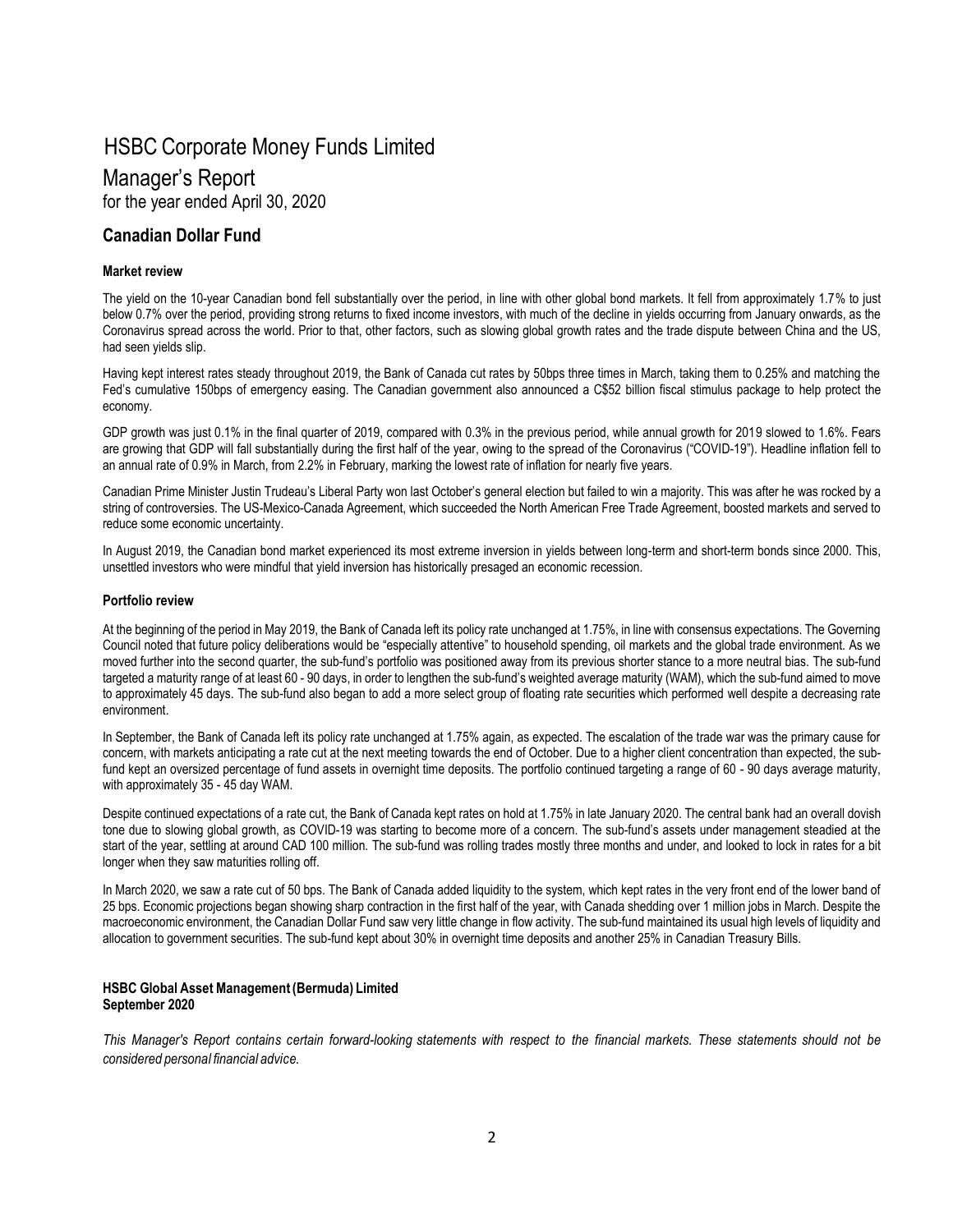# HSBC Corporate Money Funds Limited

## Manager's Report

for the year ended April 30, 2020

## Canadian Dollar Fund

### Market review

The yield on the 10-year Canadian bond fell substantially over the period, in line with other global bond markets. It fell from approximately 1.7% to just below 0.7% over the period, providing strong returns to fixed income investors, with much of the decline in yields occurring from January onwards, as the Coronavirus spread across the world. Prior to that, other factors, such as slowing global growth rates and the trade dispute between China and the US, had seen yields slip.

Having kept interest rates steady throughout 2019, the Bank of Canada cut rates by 50bps three times in March, taking them to 0.25% and matching the Fed's cumulative 150bps of emergency easing. The Canadian government also announced a C$52 billion fiscal stimulus package to help protect the economy.

GDP growth was just 0.1% in the final quarter of 2019, compared with 0.3% in the previous period, while annual growth for 2019 slowed to 1.6%. Fears are growing that GDP will fall substantially during the first half of the year, owing to the spread of the Coronavirus ("COVID-19"). Headline inflation fell to an annual rate of 0.9% in March, from 2.2% in February, marking the lowest rate of inflation for nearly five years.

Canadian Prime Minister Justin Trudeau's Liberal Party won last October's general election but failed to win a majority. This was after he was rocked by a string of controversies. The US-Mexico-Canada Agreement, which succeeded the North American Free Trade Agreement, boosted markets and served to reduce some economic uncertainty.

In August 2019, the Canadian bond market experienced its most extreme inversion in yields between long-term and short-term bonds since 2000. This, unsettled investors who were mindful that yield inversion has historically presaged an economic recession.

### Portfolio review

At the beginning of the period in May 2019, the Bank of Canada left its policy rate unchanged at 1.75%, in line with consensus expectations. The Governing Council noted that future policy deliberations would be "especially attentive" to household spending, oil markets and the global trade environment. As we moved further into the second quarter, the sub-fund's portfolio was positioned away from its previous shorter stance to a more neutral bias. The sub-fund targeted a maturity range of at least 60 - 90 days, in order to lengthen the sub-fund's weighted average maturity (WAM), which the sub-fund aimed to move to approximately 45 days. The sub-fund also began to add a more select group of floating rate securities which performed well despite a decreasing rate environment.

In September, the Bank of Canada left its policy rate unchanged at 1.75% again, as expected. The escalation of the trade war was the primary cause for concern, with markets anticipating a rate cut at the next meeting towards the end of October. Due to a higher client concentration than expected, the sub-fund kept an oversized percentage of fund assets in overnight time deposits. The portfolio continued targeting a range of 60 - 90 days average maturity, with approximately 35 - 45 day WAM.

Despite continued expectations of a rate cut, the Bank of Canada kept rates on hold at 1.75% in late January 2020. The central bank had an overall dovish tone due to slowing global growth, as COVID-19 was starting to become more of a concern. The sub-fund's assets under management steadied at the start of the year, settling at around CAD 100 million. The sub-fund was rolling trades mostly three months and under, and looked to lock in rates for a bit longer when they saw maturities rolling off.

In March 2020, we saw a rate cut of 50 bps. The Bank of Canada added liquidity to the system, which kept rates in the very front end of the lower band of 25 bps. Economic projections began showing sharp contraction in the first half of the year, with Canada shedding over 1 million jobs in March. Despite the macroeconomic environment, the Canadian Dollar Fund saw very little change in flow activity. The sub-fund maintained its usual high levels of liquidity and allocation to government securities. The sub-fund kept about 30% in overnight time deposits and another 25% in Canadian Treasury Bills.

**HSBC Global Asset Management (Bermuda) Limited**
**September 2020**

*This Manager's Report contains certain forward-looking statements with respect to the financial markets. These statements should not be considered personal financial advice.*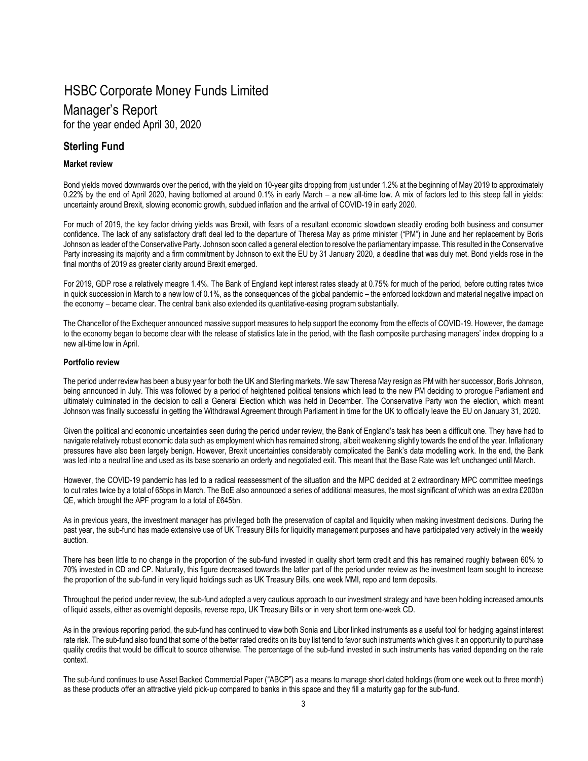# HSBC Corporate Money Funds Limited

## Manager's Report

for the year ended April 30, 2020

### Sterling Fund

#### Market review

Bond yields moved downwards over the period, with the yield on 10-year gilts dropping from just under 1.2% at the beginning of May 2019 to approximately 0.22% by the end of April 2020, having bottomed at around 0.1% in early March – a new all-time low. A mix of factors led to this steep fall in yields: uncertainty around Brexit, slowing economic growth, subdued inflation and the arrival of COVID-19 in early 2020.

For much of 2019, the key factor driving yields was Brexit, with fears of a resultant economic slowdown steadily eroding both business and consumer confidence. The lack of any satisfactory draft deal led to the departure of Theresa May as prime minister ("PM") in June and her replacement by Boris Johnson as leader of the Conservative Party. Johnson soon called a general election to resolve the parliamentary impasse. This resulted in the Conservative Party increasing its majority and a firm commitment by Johnson to exit the EU by 31 January 2020, a deadline that was duly met. Bond yields rose in the final months of 2019 as greater clarity around Brexit emerged.

For 2019, GDP rose a relatively meagre 1.4%. The Bank of England kept interest rates steady at 0.75% for much of the period, before cutting rates twice in quick succession in March to a new low of 0.1%, as the consequences of the global pandemic – the enforced lockdown and material negative impact on the economy – became clear. The central bank also extended its quantitative-easing program substantially.

The Chancellor of the Exchequer announced massive support measures to help support the economy from the effects of COVID-19. However, the damage to the economy began to become clear with the release of statistics late in the period, with the flash composite purchasing managers' index dropping to a new all-time low in April.

#### Portfolio review

The period under review has been a busy year for both the UK and Sterling markets. We saw Theresa May resign as PM with her successor, Boris Johnson, being announced in July. This was followed by a period of heightened political tensions which lead to the new PM deciding to prorogue Parliament and ultimately culminated in the decision to call a General Election which was held in December. The Conservative Party won the election, which meant Johnson was finally successful in getting the Withdrawal Agreement through Parliament in time for the UK to officially leave the EU on January 31, 2020.

Given the political and economic uncertainties seen during the period under review, the Bank of England's task has been a difficult one. They have had to navigate relatively robust economic data such as employment which has remained strong, albeit weakening slightly towards the end of the year. Inflationary pressures have also been largely benign. However, Brexit uncertainties considerably complicated the Bank's data modelling work. In the end, the Bank was led into a neutral line and used as its base scenario an orderly and negotiated exit. This meant that the Base Rate was left unchanged until March.

However, the COVID-19 pandemic has led to a radical reassessment of the situation and the MPC decided at 2 extraordinary MPC committee meetings to cut rates twice by a total of 65bps in March. The BoE also announced a series of additional measures, the most significant of which was an extra £200bn QE, which brought the APF program to a total of £645bn.

As in previous years, the investment manager has privileged both the preservation of capital and liquidity when making investment decisions. During the past year, the sub-fund has made extensive use of UK Treasury Bills for liquidity management purposes and have participated very actively in the weekly auction.

There has been little to no change in the proportion of the sub-fund invested in quality short term credit and this has remained roughly between 60% to 70% invested in CD and CP. Naturally, this figure decreased towards the latter part of the period under review as the investment team sought to increase the proportion of the sub-fund in very liquid holdings such as UK Treasury Bills, one week MMI, repo and term deposits.

Throughout the period under review, the sub-fund adopted a very cautious approach to our investment strategy and have been holding increased amounts of liquid assets, either as overnight deposits, reverse repo, UK Treasury Bills or in very short term one-week CD.

As in the previous reporting period, the sub-fund has continued to view both Sonia and Libor linked instruments as a useful tool for hedging against interest rate risk. The sub-fund also found that some of the better rated credits on its buy list tend to favor such instruments which gives it an opportunity to purchase quality credits that would be difficult to source otherwise. The percentage of the sub-fund invested in such instruments has varied depending on the rate context.

The sub-fund continues to use Asset Backed Commercial Paper ("ABCP") as a means to manage short dated holdings (from one week out to three month) as these products offer an attractive yield pick-up compared to banks in this space and they fill a maturity gap for the sub-fund.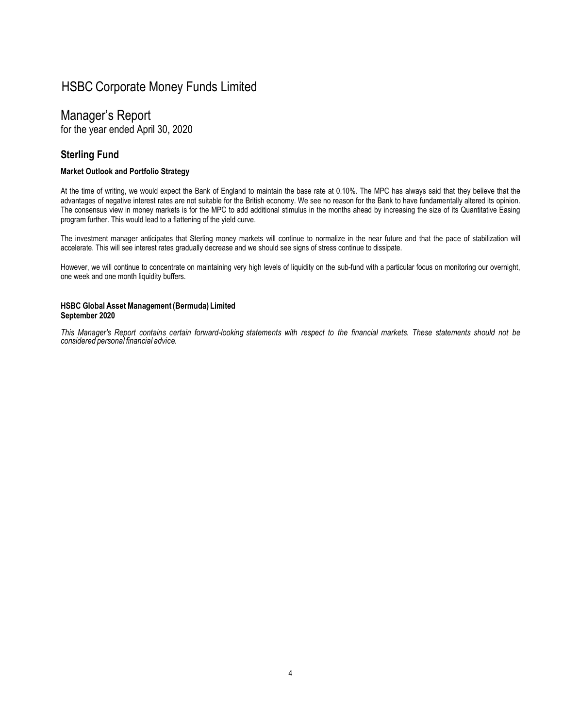# HSBC Corporate Money Funds Limited

## Manager's Report

for the year ended April 30, 2020

### Sterling Fund

**Market Outlook and Portfolio Strategy**

At the time of writing, we would expect the Bank of England to maintain the base rate at 0.10%. The MPC has always said that they believe that the advantages of negative interest rates are not suitable for the British economy. We see no reason for the Bank to have fundamentally altered its opinion. The consensus view in money markets is for the MPC to add additional stimulus in the months ahead by increasing the size of its Quantitative Easing program further. This would lead to a flattening of the yield curve.

The investment manager anticipates that Sterling money markets will continue to normalize in the near future and that the pace of stabilization will accelerate. This will see interest rates gradually decrease and we should see signs of stress continue to dissipate.

However, we will continue to concentrate on maintaining very high levels of liquidity on the sub-fund with a particular focus on monitoring our overnight, one week and one month liquidity buffers.

**HSBC Global Asset Management (Bermuda) Limited**
**September 2020**

*This Manager's Report contains certain forward-looking statements with respect to the financial markets. These statements should not be considered personal financial advice.*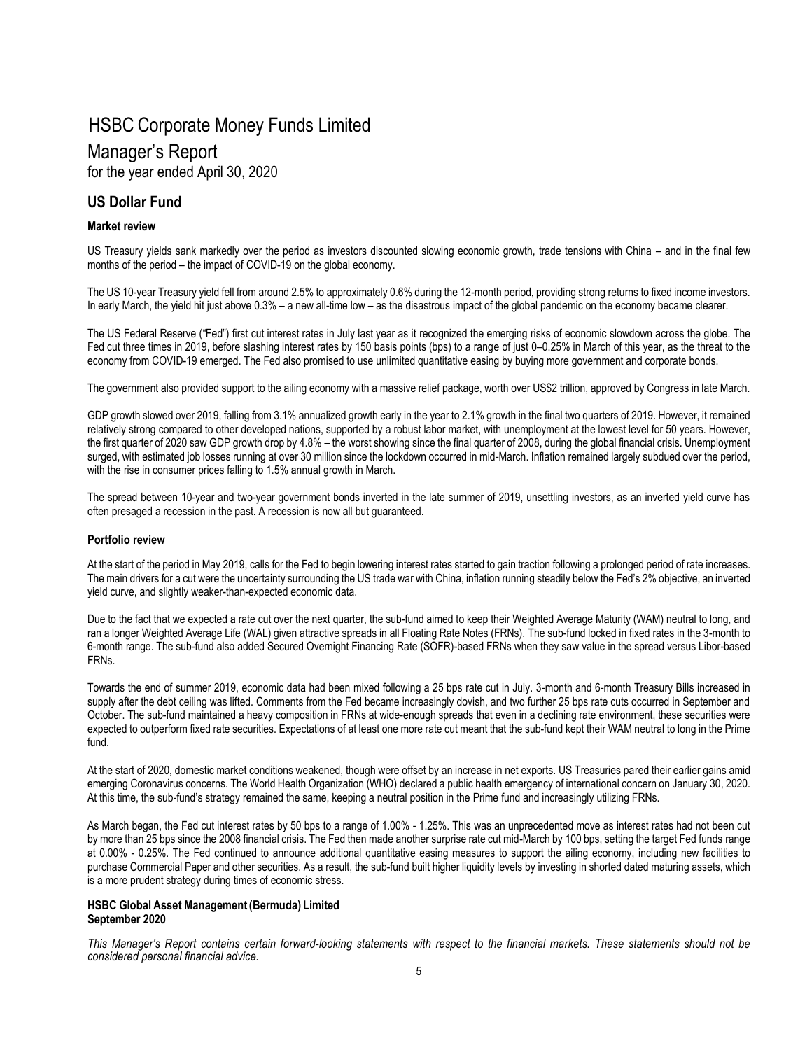# HSBC Corporate Money Funds Limited

## Manager's Report

for the year ended April 30, 2020

## US Dollar Fund

### Market review

US Treasury yields sank markedly over the period as investors discounted slowing economic growth, trade tensions with China – and in the final few months of the period – the impact of COVID-19 on the global economy.

The US 10-year Treasury yield fell from around 2.5% to approximately 0.6% during the 12-month period, providing strong returns to fixed income investors. In early March, the yield hit just above 0.3% – a new all-time low – as the disastrous impact of the global pandemic on the economy became clearer.

The US Federal Reserve ("Fed") first cut interest rates in July last year as it recognized the emerging risks of economic slowdown across the globe. The Fed cut three times in 2019, before slashing interest rates by 150 basis points (bps) to a range of just 0–0.25% in March of this year, as the threat to the economy from COVID-19 emerged. The Fed also promised to use unlimited quantitative easing by buying more government and corporate bonds.

The government also provided support to the ailing economy with a massive relief package, worth over US$2 trillion, approved by Congress in late March.

GDP growth slowed over 2019, falling from 3.1% annualized growth early in the year to 2.1% growth in the final two quarters of 2019. However, it remained relatively strong compared to other developed nations, supported by a robust labor market, with unemployment at the lowest level for 50 years. However, the first quarter of 2020 saw GDP growth drop by 4.8% – the worst showing since the final quarter of 2008, during the global financial crisis. Unemployment surged, with estimated job losses running at over 30 million since the lockdown occurred in mid-March. Inflation remained largely subdued over the period, with the rise in consumer prices falling to 1.5% annual growth in March.

The spread between 10-year and two-year government bonds inverted in the late summer of 2019, unsettling investors, as an inverted yield curve has often presaged a recession in the past. A recession is now all but guaranteed.

### Portfolio review

At the start of the period in May 2019, calls for the Fed to begin lowering interest rates started to gain traction following a prolonged period of rate increases. The main drivers for a cut were the uncertainty surrounding the US trade war with China, inflation running steadily below the Fed's 2% objective, an inverted yield curve, and slightly weaker-than-expected economic data.

Due to the fact that we expected a rate cut over the next quarter, the sub-fund aimed to keep their Weighted Average Maturity (WAM) neutral to long, and ran a longer Weighted Average Life (WAL) given attractive spreads in all Floating Rate Notes (FRNs). The sub-fund locked in fixed rates in the 3-month to 6-month range. The sub-fund also added Secured Overnight Financing Rate (SOFR)-based FRNs when they saw value in the spread versus Libor-based FRNs.

Towards the end of summer 2019, economic data had been mixed following a 25 bps rate cut in July. 3-month and 6-month Treasury Bills increased in supply after the debt ceiling was lifted. Comments from the Fed became increasingly dovish, and two further 25 bps rate cuts occurred in September and October. The sub-fund maintained a heavy composition in FRNs at wide-enough spreads that even in a declining rate environment, these securities were expected to outperform fixed rate securities. Expectations of at least one more rate cut meant that the sub-fund kept their WAM neutral to long in the Prime fund.

At the start of 2020, domestic market conditions weakened, though were offset by an increase in net exports. US Treasuries pared their earlier gains amid emerging Coronavirus concerns. The World Health Organization (WHO) declared a public health emergency of international concern on January 30, 2020. At this time, the sub-fund's strategy remained the same, keeping a neutral position in the Prime fund and increasingly utilizing FRNs.

As March began, the Fed cut interest rates by 50 bps to a range of 1.00% - 1.25%. This was an unprecedented move as interest rates had not been cut by more than 25 bps since the 2008 financial crisis. The Fed then made another surprise rate cut mid-March by 100 bps, setting the target Fed funds range at 0.00% - 0.25%. The Fed continued to announce additional quantitative easing measures to support the ailing economy, including new facilities to purchase Commercial Paper and other securities. As a result, the sub-fund built higher liquidity levels by investing in shorted dated maturing assets, which is a more prudent strategy during times of economic stress.

**HSBC Global Asset Management (Bermuda) Limited**
**September 2020**

*This Manager's Report contains certain forward-looking statements with respect to the financial markets. These statements should not be considered personal financial advice.*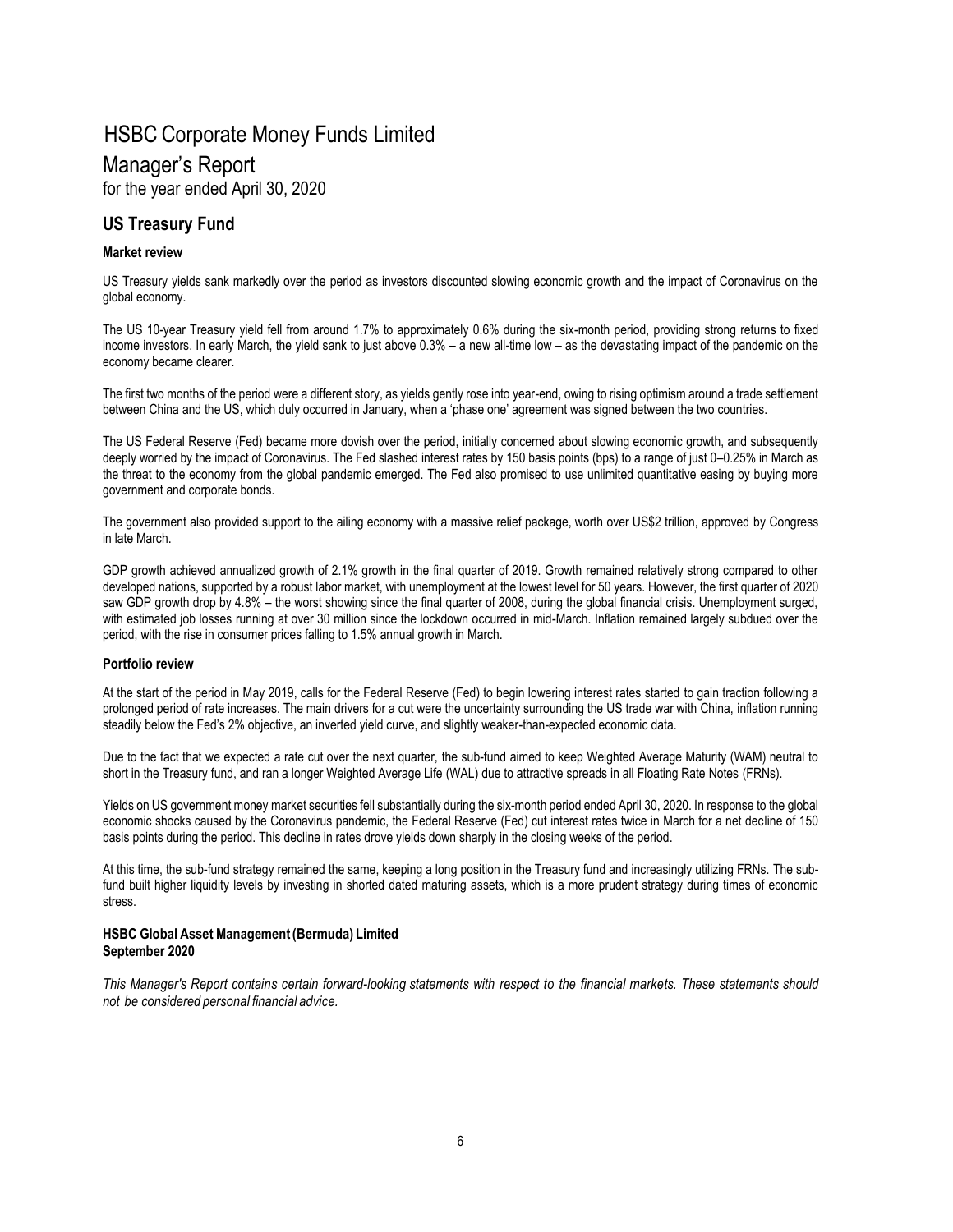# HSBC Corporate Money Funds Limited

## Manager's Report

for the year ended April 30, 2020

## US Treasury Fund

### Market review

US Treasury yields sank markedly over the period as investors discounted slowing economic growth and the impact of Coronavirus on the global economy.

The US 10-year Treasury yield fell from around 1.7% to approximately 0.6% during the six-month period, providing strong returns to fixed income investors. In early March, the yield sank to just above 0.3% – a new all-time low – as the devastating impact of the pandemic on the economy became clearer.

The first two months of the period were a different story, as yields gently rose into year-end, owing to rising optimism around a trade settlement between China and the US, which duly occurred in January, when a 'phase one' agreement was signed between the two countries.

The US Federal Reserve (Fed) became more dovish over the period, initially concerned about slowing economic growth, and subsequently deeply worried by the impact of Coronavirus. The Fed slashed interest rates by 150 basis points (bps) to a range of just 0–0.25% in March as the threat to the economy from the global pandemic emerged. The Fed also promised to use unlimited quantitative easing by buying more government and corporate bonds.

The government also provided support to the ailing economy with a massive relief package, worth over US$2 trillion, approved by Congress in late March.

GDP growth achieved annualized growth of 2.1% growth in the final quarter of 2019. Growth remained relatively strong compared to other developed nations, supported by a robust labor market, with unemployment at the lowest level for 50 years. However, the first quarter of 2020 saw GDP growth drop by 4.8% – the worst showing since the final quarter of 2008, during the global financial crisis. Unemployment surged, with estimated job losses running at over 30 million since the lockdown occurred in mid-March. Inflation remained largely subdued over the period, with the rise in consumer prices falling to 1.5% annual growth in March.

### Portfolio review

At the start of the period in May 2019, calls for the Federal Reserve (Fed) to begin lowering interest rates started to gain traction following a prolonged period of rate increases. The main drivers for a cut were the uncertainty surrounding the US trade war with China, inflation running steadily below the Fed's 2% objective, an inverted yield curve, and slightly weaker-than-expected economic data.

Due to the fact that we expected a rate cut over the next quarter, the sub-fund aimed to keep Weighted Average Maturity (WAM) neutral to short in the Treasury fund, and ran a longer Weighted Average Life (WAL) due to attractive spreads in all Floating Rate Notes (FRNs).

Yields on US government money market securities fell substantially during the six-month period ended April 30, 2020. In response to the global economic shocks caused by the Coronavirus pandemic, the Federal Reserve (Fed) cut interest rates twice in March for a net decline of 150 basis points during the period. This decline in rates drove yields down sharply in the closing weeks of the period.

At this time, the sub-fund strategy remained the same, keeping a long position in the Treasury fund and increasingly utilizing FRNs. The sub-fund built higher liquidity levels by investing in shorted dated maturing assets, which is a more prudent strategy during times of economic stress.

**HSBC Global Asset Management (Bermuda) Limited**
**September 2020**

*This Manager's Report contains certain forward-looking statements with respect to the financial markets. These statements should not be considered personal financial advice.*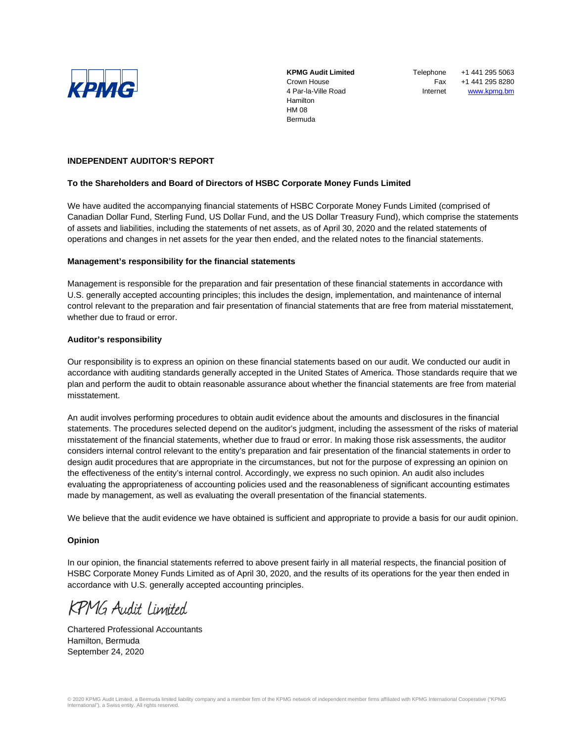KPMG

**KPMG Audit Limited**
Crown House
4 Par-la-Ville Road
Hamilton
HM 08
Bermuda

Telephone +1 441 295 5063
Fax +1 441 295 8280
Internet www.kpmg.bm

## INDEPENDENT AUDITOR'S REPORT

**To the Shareholders and Board of Directors of HSBC Corporate Money Funds Limited**

We have audited the accompanying financial statements of HSBC Corporate Money Funds Limited (comprised of Canadian Dollar Fund, Sterling Fund, US Dollar Fund, and the US Dollar Treasury Fund), which comprise the statements of assets and liabilities, including the statements of net assets, as of April 30, 2020 and the related statements of operations and changes in net assets for the year then ended, and the related notes to the financial statements.

### Management's responsibility for the financial statements

Management is responsible for the preparation and fair presentation of these financial statements in accordance with U.S. generally accepted accounting principles; this includes the design, implementation, and maintenance of internal control relevant to the preparation and fair presentation of financial statements that are free from material misstatement, whether due to fraud or error.

### Auditor's responsibility

Our responsibility is to express an opinion on these financial statements based on our audit. We conducted our audit in accordance with auditing standards generally accepted in the United States of America. Those standards require that we plan and perform the audit to obtain reasonable assurance about whether the financial statements are free from material misstatement.

An audit involves performing procedures to obtain audit evidence about the amounts and disclosures in the financial statements. The procedures selected depend on the auditor's judgment, including the assessment of the risks of material misstatement of the financial statements, whether due to fraud or error. In making those risk assessments, the auditor considers internal control relevant to the entity's preparation and fair presentation of the financial statements in order to design audit procedures that are appropriate in the circumstances, but not for the purpose of expressing an opinion on the effectiveness of the entity's internal control. Accordingly, we express no such opinion. An audit also includes evaluating the appropriateness of accounting policies used and the reasonableness of significant accounting estimates made by management, as well as evaluating the overall presentation of the financial statements.

We believe that the audit evidence we have obtained is sufficient and appropriate to provide a basis for our audit opinion.

### Opinion

In our opinion, the financial statements referred to above present fairly in all material respects, the financial position of HSBC Corporate Money Funds Limited as of April 30, 2020, and the results of its operations for the year then ended in accordance with U.S. generally accepted accounting principles.

KPMG Audit Limited

Chartered Professional Accountants
Hamilton, Bermuda
September 24, 2020

© 2020 KPMG Audit Limited, a Bermuda limited liability company and a member firm of the KPMG network of independent member firms affiliated with KPMG International Cooperative ("KPMG International"), a Swiss entity. All rights reserved.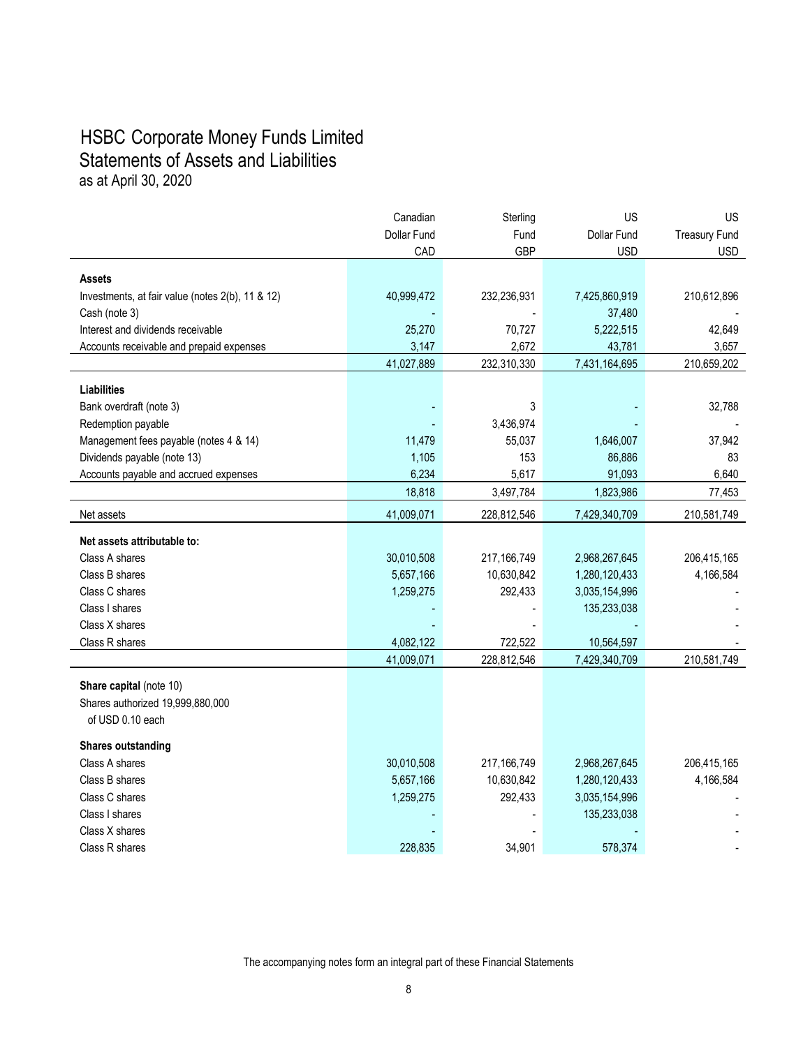# HSBC Corporate Money Funds Limited

## Statements of Assets and Liabilities

as at April 30, 2020

| | Canadian Dollar Fund CAD | Sterling Fund GBP | US Dollar Fund USD | US Treasury Fund USD |
|---|---|---|---|---|
| **Assets** | | | | |
| Investments, at fair value (notes 2(b), 11 & 12) | 40,999,472 | 232,236,931 | 7,425,860,919 | 210,612,896 |
| Cash (note 3) | - | - | 37,480 | - |
| Interest and dividends receivable | 25,270 | 70,727 | 5,222,515 | 42,649 |
| Accounts receivable and prepaid expenses | 3,147 | 2,672 | 43,781 | 3,657 |
| | 41,027,889 | 232,310,330 | 7,431,164,695 | 210,659,202 |
| **Liabilities** | | | | |
| Bank overdraft (note 3) | - | 3 | - | 32,788 |
| Redemption payable | - | 3,436,974 | - | - |
| Management fees payable (notes 4 & 14) | 11,479 | 55,037 | 1,646,007 | 37,942 |
| Dividends payable (note 13) | 1,105 | 153 | 86,886 | 83 |
| Accounts payable and accrued expenses | 6,234 | 5,617 | 91,093 | 6,640 |
| | 18,818 | 3,497,784 | 1,823,986 | 77,453 |
| Net assets | 41,009,071 | 228,812,546 | 7,429,340,709 | 210,581,749 |
| **Net assets attributable to:** | | | | |
| Class A shares | 30,010,508 | 217,166,749 | 2,968,267,645 | 206,415,165 |
| Class B shares | 5,657,166 | 10,630,842 | 1,280,120,433 | 4,166,584 |
| Class C shares | 1,259,275 | 292,433 | 3,035,154,996 | - |
| Class I shares | - | - | 135,233,038 | - |
| Class X shares | - | - | - | - |
| Class R shares | 4,082,122 | 722,522 | 10,564,597 | - |
| | 41,009,071 | 228,812,546 | 7,429,340,709 | 210,581,749 |
| **Share capital** (note 10) | | | | |
| Shares authorized 19,999,880,000 of USD 0.10 each | | | | |
| **Shares outstanding** | | | | |
| Class A shares | 30,010,508 | 217,166,749 | 2,968,267,645 | 206,415,165 |
| Class B shares | 5,657,166 | 10,630,842 | 1,280,120,433 | 4,166,584 |
| Class C shares | 1,259,275 | 292,433 | 3,035,154,996 | - |
| Class I shares | - | - | 135,233,038 | - |
| Class X shares | - | - | - | - |
| Class R shares | 228,835 | 34,901 | 578,374 | - |

The accompanying notes form an integral part of these Financial Statements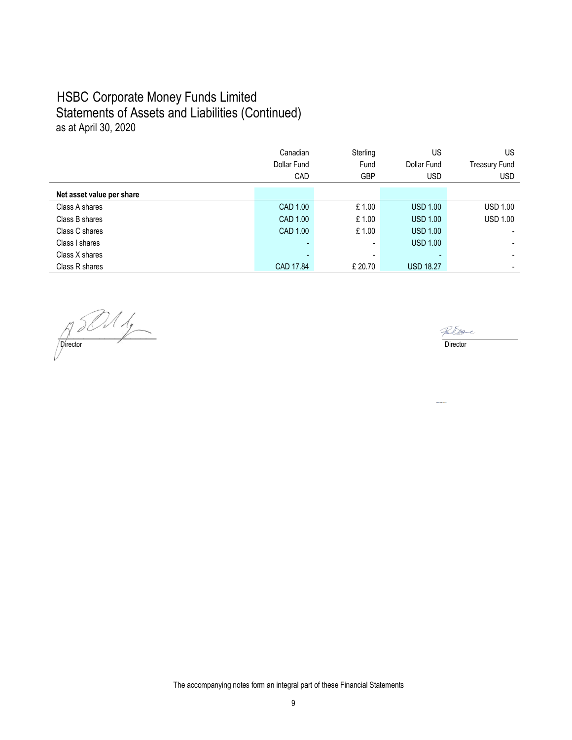# HSBC Corporate Money Funds Limited
## Statements of Assets and Liabilities (Continued)
as at April 30, 2020

| | Canadian Dollar Fund CAD | Sterling Fund GBP | US Dollar Fund USD | US Treasury Fund USD |
|---|---|---|---|---|
| **Net asset value per share** | | | | |
| Class A shares | CAD 1.00 | £ 1.00 | USD 1.00 | USD 1.00 |
| Class B shares | CAD 1.00 | £ 1.00 | USD 1.00 | USD 1.00 |
| Class C shares | CAD 1.00 | £ 1.00 | USD 1.00 | - |
| Class I shares | - | - | USD 1.00 | - |
| Class X shares | - | - | - | - |
| Class R shares | CAD 17.84 | £ 20.70 | USD 18.27 | - |

Director

Director

The accompanying notes form an integral part of these Financial Statements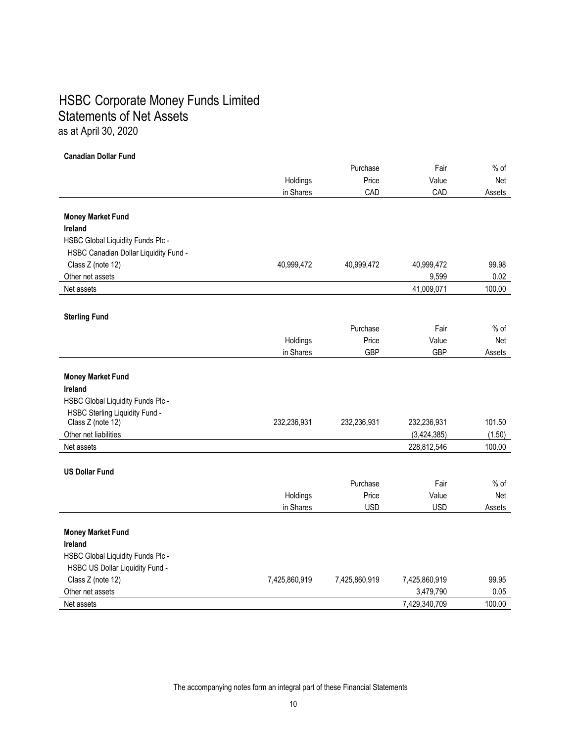# HSBC Corporate Money Funds Limited
## Statements of Net Assets
as at April 30, 2020

**Canadian Dollar Fund**

| | Holdings in Shares | Purchase Price CAD | Fair Value CAD | % of Net Assets |
|---|---|---|---|---|
| **Money Market Fund** | | | | |
| **Ireland** | | | | |
| HSBC Global Liquidity Funds Plc - HSBC Canadian Dollar Liquidity Fund - Class Z (note 12) | 40,999,472 | 40,999,472 | 40,999,472 | 99.98 |
| Other net assets | | | 9,599 | 0.02 |
| Net assets | | | 41,009,071 | 100.00 |

**Sterling Fund**

| | Holdings in Shares | Purchase Price GBP | Fair Value GBP | % of Net Assets |
|---|---|---|---|---|
| **Money Market Fund** | | | | |
| **Ireland** | | | | |
| HSBC Global Liquidity Funds Plc - HSBC Sterling Liquidity Fund - Class Z (note 12) | 232,236,931 | 232,236,931 | 232,236,931 | 101.50 |
| Other net liabilities | | | (3,424,385) | (1.50) |
| Net assets | | | 228,812,546 | 100.00 |

**US Dollar Fund**

| | Holdings in Shares | Purchase Price USD | Fair Value USD | % of Net Assets |
|---|---|---|---|---|
| **Money Market Fund** | | | | |
| **Ireland** | | | | |
| HSBC Global Liquidity Funds Plc - HSBC US Dollar Liquidity Fund - Class Z (note 12) | 7,425,860,919 | 7,425,860,919 | 7,425,860,919 | 99.95 |
| Other net assets | | | 3,479,790 | 0.05 |
| Net assets | | | 7,429,340,709 | 100.00 |

The accompanying notes form an integral part of these Financial Statements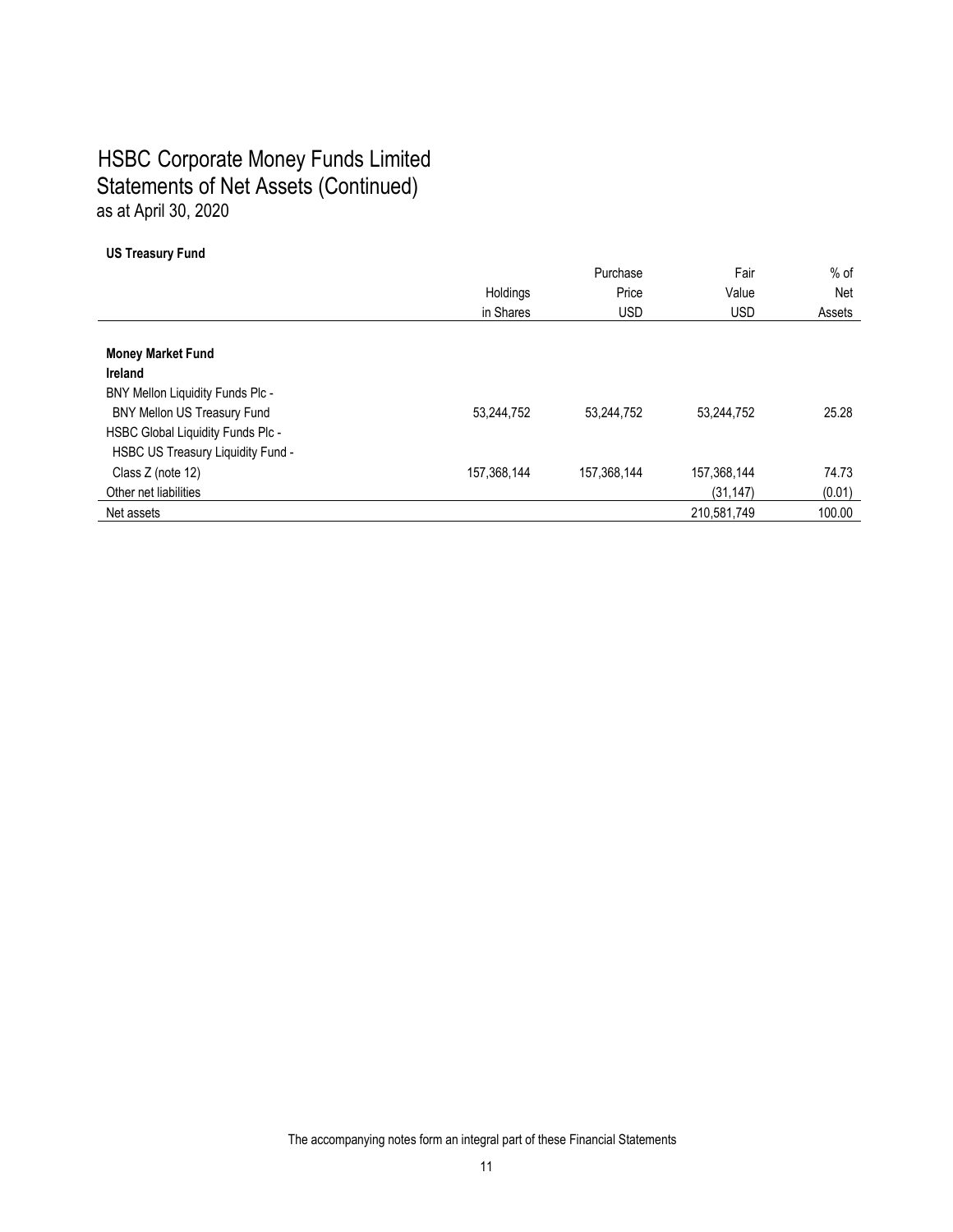# HSBC Corporate Money Funds Limited
## Statements of Net Assets (Continued)
as at April 30, 2020

**US Treasury Fund**

| | Holdings in Shares | Purchase Price USD | Fair Value USD | % of Net Assets |
|---|---|---|---|---|
| **Money Market Fund** | | | | |
| **Ireland** | | | | |
| BNY Mellon Liquidity Funds Plc - | | | | |
| BNY Mellon US Treasury Fund | 53,244,752 | 53,244,752 | 53,244,752 | 25.28 |
| HSBC Global Liquidity Funds Plc - | | | | |
| HSBC US Treasury Liquidity Fund - | | | | |
| Class Z (note 12) | 157,368,144 | 157,368,144 | 157,368,144 | 74.73 |
| Other net liabilities | | | (31,147) | (0.01) |
| Net assets | | | 210,581,749 | 100.00 |

The accompanying notes form an integral part of these Financial Statements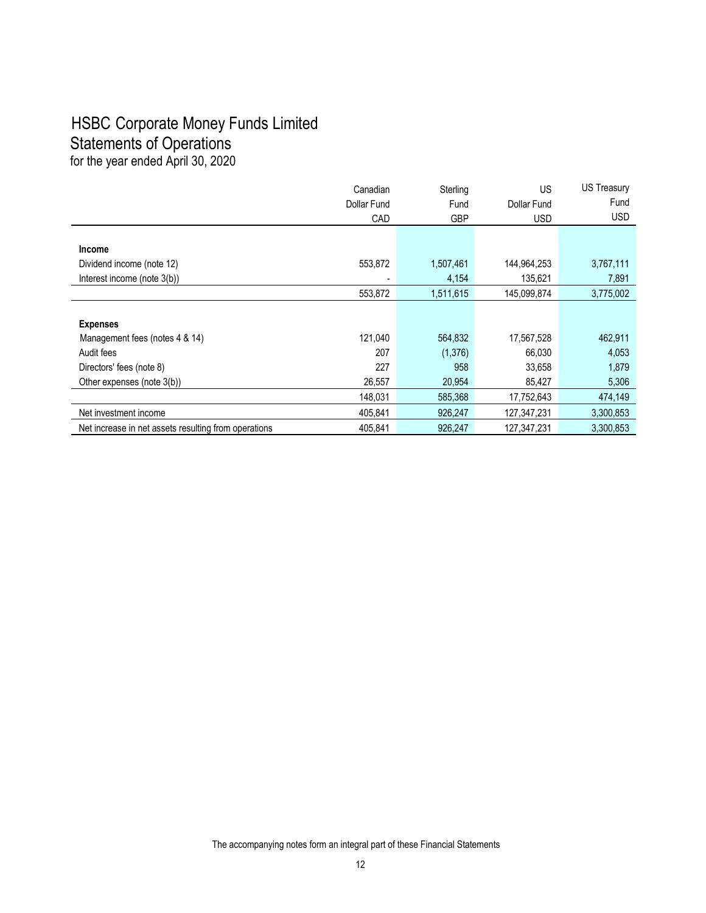# HSBC Corporate Money Funds Limited

## Statements of Operations

for the year ended April 30, 2020

| | Canadian Dollar Fund CAD | Sterling Fund GBP | US Dollar Fund USD | US Treasury Fund USD |
|---|---|---|---|---|
| **Income** | | | | |
| Dividend income (note 12) | 553,872 | 1,507,461 | 144,964,253 | 3,767,111 |
| Interest income (note 3(b)) | - | 4,154 | 135,621 | 7,891 |
| | 553,872 | 1,511,615 | 145,099,874 | 3,775,002 |
| **Expenses** | | | | |
| Management fees (notes 4 & 14) | 121,040 | 564,832 | 17,567,528 | 462,911 |
| Audit fees | 207 | (1,376) | 66,030 | 4,053 |
| Directors' fees (note 8) | 227 | 958 | 33,658 | 1,879 |
| Other expenses (note 3(b)) | 26,557 | 20,954 | 85,427 | 5,306 |
| | 148,031 | 585,368 | 17,752,643 | 474,149 |
| Net investment income | 405,841 | 926,247 | 127,347,231 | 3,300,853 |
| Net increase in net assets resulting from operations | 405,841 | 926,247 | 127,347,231 | 3,300,853 |

The accompanying notes form an integral part of these Financial Statements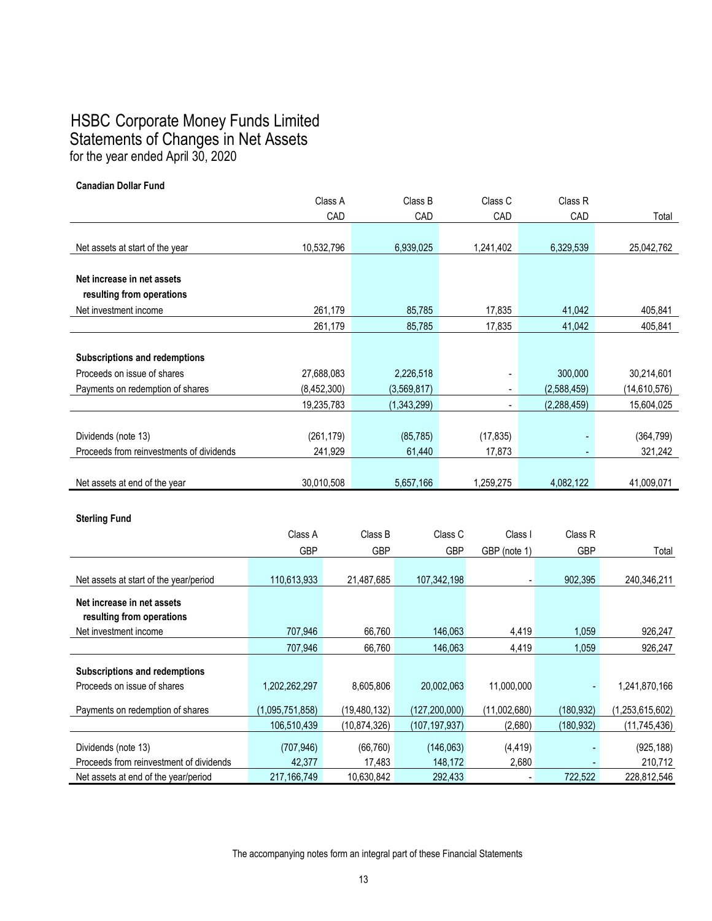# HSBC Corporate Money Funds Limited
## Statements of Changes in Net Assets
for the year ended April 30, 2020

**Canadian Dollar Fund**

| | Class A CAD | Class B CAD | Class C CAD | Class R CAD | Total |
|---|---|---|---|---|---|
| Net assets at start of the year | 10,532,796 | 6,939,025 | 1,241,402 | 6,329,539 | 25,042,762 |
| **Net increase in net assets resulting from operations** | | | | | |
| Net investment income | 261,179 | 85,785 | 17,835 | 41,042 | 405,841 |
| | 261,179 | 85,785 | 17,835 | 41,042 | 405,841 |
| **Subscriptions and redemptions** | | | | | |
| Proceeds on issue of shares | 27,688,083 | 2,226,518 | - | 300,000 | 30,214,601 |
| Payments on redemption of shares | (8,452,300) | (3,569,817) | - | (2,588,459) | (14,610,576) |
| | 19,235,783 | (1,343,299) | - | (2,288,459) | 15,604,025 |
| Dividends (note 13) | (261,179) | (85,785) | (17,835) | - | (364,799) |
| Proceeds from reinvestments of dividends | 241,929 | 61,440 | 17,873 | - | 321,242 |
| Net assets at end of the year | 30,010,508 | 5,657,166 | 1,259,275 | 4,082,122 | 41,009,071 |

**Sterling Fund**

| | Class A GBP | Class B GBP | Class C GBP | Class I GBP (note 1) | Class R GBP | Total |
|---|---|---|---|---|---|---|
| Net assets at start of the year/period | 110,613,933 | 21,487,685 | 107,342,198 | - | 902,395 | 240,346,211 |
| **Net increase in net assets resulting from operations** | | | | | | |
| Net investment income | 707,946 | 66,760 | 146,063 | 4,419 | 1,059 | 926,247 |
| | 707,946 | 66,760 | 146,063 | 4,419 | 1,059 | 926,247 |
| **Subscriptions and redemptions** | | | | | | |
| Proceeds on issue of shares | 1,202,262,297 | 8,605,806 | 20,002,063 | 11,000,000 | - | 1,241,870,166 |
| Payments on redemption of shares | (1,095,751,858) | (19,480,132) | (127,200,000) | (11,002,680) | (180,932) | (1,253,615,602) |
| | 106,510,439 | (10,874,326) | (107,197,937) | (2,680) | (180,932) | (11,745,436) |
| Dividends (note 13) | (707,946) | (66,760) | (146,063) | (4,419) | - | (925,188) |
| Proceeds from reinvestment of dividends | 42,377 | 17,483 | 148,172 | 2,680 | - | 210,712 |
| Net assets at end of the year/period | 217,166,749 | 10,630,842 | 292,433 | - | 722,522 | 228,812,546 |

The accompanying notes form an integral part of these Financial Statements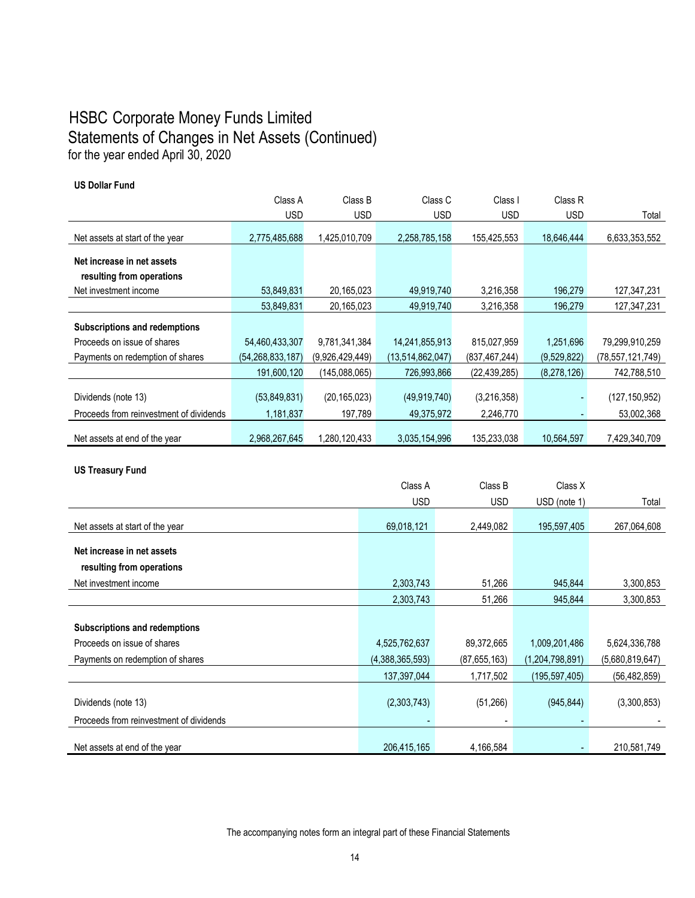# HSBC Corporate Money Funds Limited
## Statements of Changes in Net Assets (Continued)
for the year ended April 30, 2020

**US Dollar Fund**

| | Class A<br>USD | Class B<br>USD | Class C<br>USD | Class I<br>USD | Class R<br>USD | Total |
|---|---|---|---|---|---|---|
| Net assets at start of the year | 2,775,485,688 | 1,425,010,709 | 2,258,785,158 | 155,425,553 | 18,646,444 | 6,633,353,552 |
| **Net increase in net assets resulting from operations** | | | | | | |
| Net investment income | 53,849,831 | 20,165,023 | 49,919,740 | 3,216,358 | 196,279 | 127,347,231 |
| | 53,849,831 | 20,165,023 | 49,919,740 | 3,216,358 | 196,279 | 127,347,231 |
| **Subscriptions and redemptions** | | | | | | |
| Proceeds on issue of shares | 54,460,433,307 | 9,781,341,384 | 14,241,855,913 | 815,027,959 | 1,251,696 | 79,299,910,259 |
| Payments on redemption of shares | (54,268,833,187) | (9,926,429,449) | (13,514,862,047) | (837,467,244) | (9,529,822) | (78,557,121,749) |
| | 191,600,120 | (145,088,065) | 726,993,866 | (22,439,285) | (8,278,126) | 742,788,510 |
| Dividends (note 13) | (53,849,831) | (20,165,023) | (49,919,740) | (3,216,358) | - | (127,150,952) |
| Proceeds from reinvestment of dividends | 1,181,837 | 197,789 | 49,375,972 | 2,246,770 | - | 53,002,368 |
| Net assets at end of the year | 2,968,267,645 | 1,280,120,433 | 3,035,154,996 | 135,233,038 | 10,564,597 | 7,429,340,709 |

**US Treasury Fund**

| | Class A<br>USD | Class B<br>USD | Class X<br>USD (note 1) | Total |
|---|---|---|---|---|
| Net assets at start of the year | 69,018,121 | 2,449,082 | 195,597,405 | 267,064,608 |
| **Net increase in net assets resulting from operations** | | | | |
| Net investment income | 2,303,743 | 51,266 | 945,844 | 3,300,853 |
| | 2,303,743 | 51,266 | 945,844 | 3,300,853 |
| **Subscriptions and redemptions** | | | | |
| Proceeds on issue of shares | 4,525,762,637 | 89,372,665 | 1,009,201,486 | 5,624,336,788 |
| Payments on redemption of shares | (4,388,365,593) | (87,655,163) | (1,204,798,891) | (5,680,819,647) |
| | 137,397,044 | 1,717,502 | (195,597,405) | (56,482,859) |
| Dividends (note 13) | (2,303,743) | (51,266) | (945,844) | (3,300,853) |
| Proceeds from reinvestment of dividends | - | - | - | - |
| Net assets at end of the year | 206,415,165 | 4,166,584 | - | 210,581,749 |

The accompanying notes form an integral part of these Financial Statements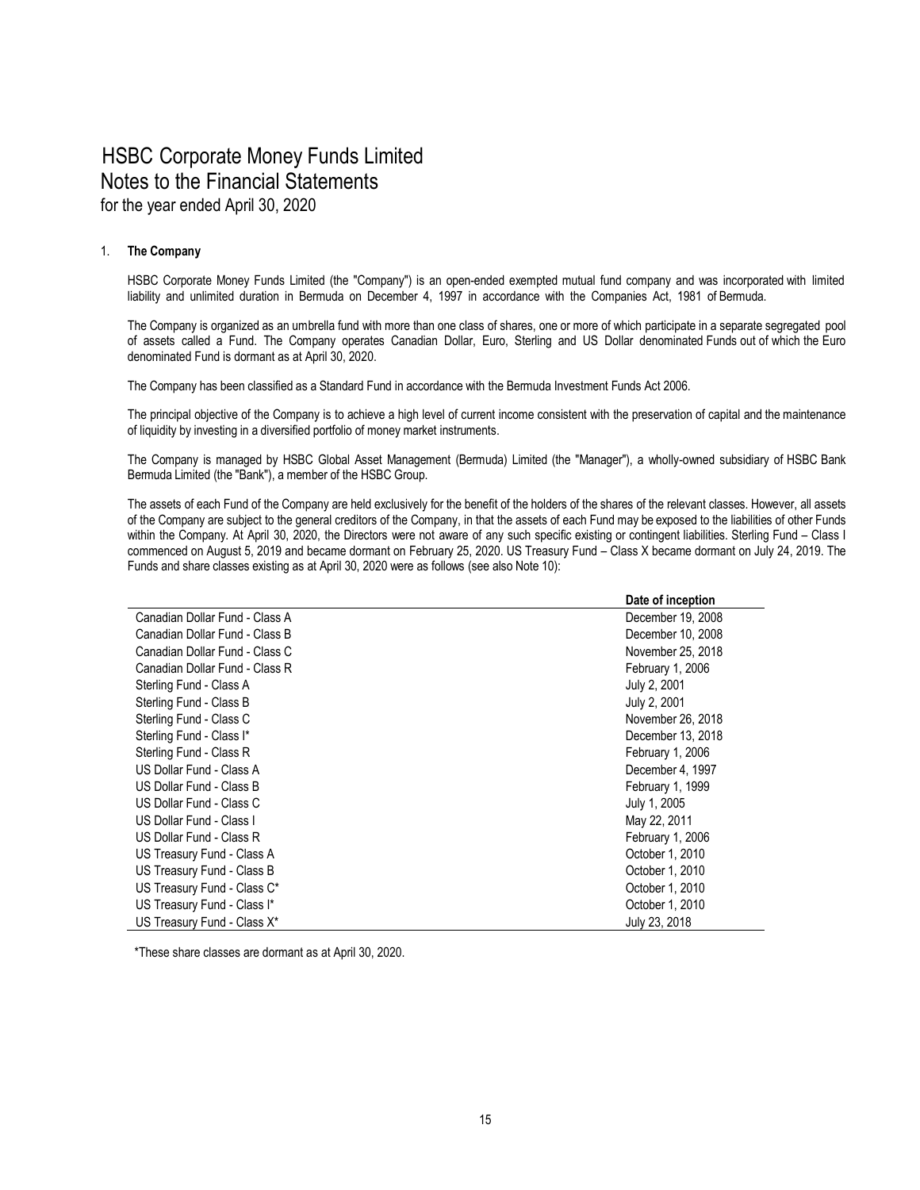# HSBC Corporate Money Funds Limited
## Notes to the Financial Statements
for the year ended April 30, 2020

1. **The Company**

HSBC Corporate Money Funds Limited (the "Company") is an open-ended exempted mutual fund company and was incorporated with limited liability and unlimited duration in Bermuda on December 4, 1997 in accordance with the Companies Act, 1981 of Bermuda.

The Company is organized as an umbrella fund with more than one class of shares, one or more of which participate in a separate segregated pool of assets called a Fund. The Company operates Canadian Dollar, Euro, Sterling and US Dollar denominated Funds out of which the Euro denominated Fund is dormant as at April 30, 2020.

The Company has been classified as a Standard Fund in accordance with the Bermuda Investment Funds Act 2006.

The principal objective of the Company is to achieve a high level of current income consistent with the preservation of capital and the maintenance of liquidity by investing in a diversified portfolio of money market instruments.

The Company is managed by HSBC Global Asset Management (Bermuda) Limited (the "Manager"), a wholly-owned subsidiary of HSBC Bank Bermuda Limited (the "Bank"), a member of the HSBC Group.

The assets of each Fund of the Company are held exclusively for the benefit of the holders of the shares of the relevant classes. However, all assets of the Company are subject to the general creditors of the Company, in that the assets of each Fund may be exposed to the liabilities of other Funds within the Company. At April 30, 2020, the Directors were not aware of any such specific existing or contingent liabilities. Sterling Fund – Class I commenced on August 5, 2019 and became dormant on February 25, 2020. US Treasury Fund – Class X became dormant on July 24, 2019. The Funds and share classes existing as at April 30, 2020 were as follows (see also Note 10):

| | **Date of inception** |
|---|---|
| Canadian Dollar Fund - Class A | December 19, 2008 |
| Canadian Dollar Fund - Class B | December 10, 2008 |
| Canadian Dollar Fund - Class C | November 25, 2018 |
| Canadian Dollar Fund - Class R | February 1, 2006 |
| Sterling Fund - Class A | July 2, 2001 |
| Sterling Fund - Class B | July 2, 2001 |
| Sterling Fund - Class C | November 26, 2018 |
| Sterling Fund - Class I* | December 13, 2018 |
| Sterling Fund - Class R | February 1, 2006 |
| US Dollar Fund - Class A | December 4, 1997 |
| US Dollar Fund - Class B | February 1, 1999 |
| US Dollar Fund - Class C | July 1, 2005 |
| US Dollar Fund - Class I | May 22, 2011 |
| US Dollar Fund - Class R | February 1, 2006 |
| US Treasury Fund - Class A | October 1, 2010 |
| US Treasury Fund - Class B | October 1, 2010 |
| US Treasury Fund - Class C* | October 1, 2010 |
| US Treasury Fund - Class I* | October 1, 2010 |
| US Treasury Fund - Class X* | July 23, 2018 |

*These share classes are dormant as at April 30, 2020.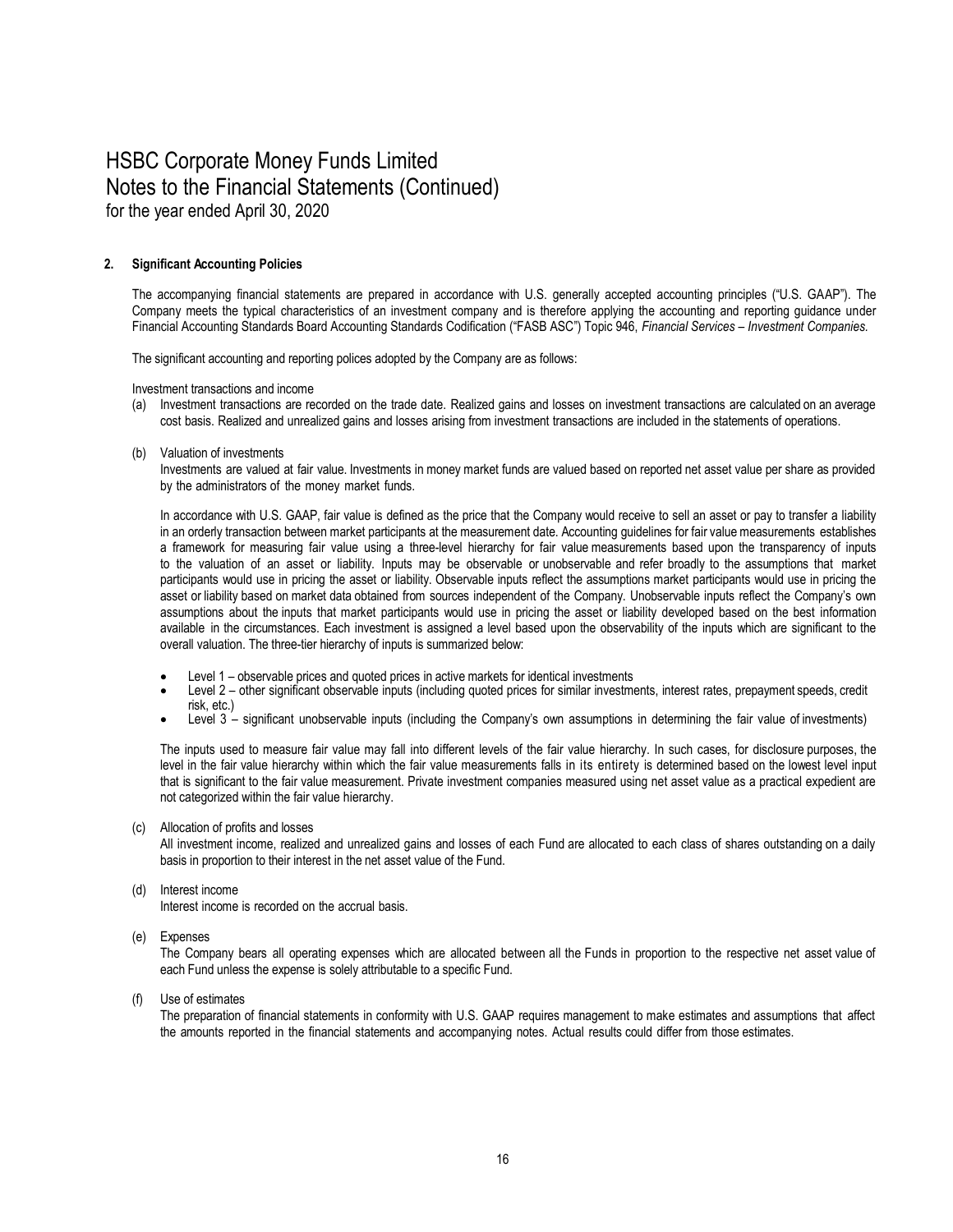# HSBC Corporate Money Funds Limited
## Notes to the Financial Statements (Continued)
for the year ended April 30, 2020

### 2. Significant Accounting Policies

The accompanying financial statements are prepared in accordance with U.S. generally accepted accounting principles ("U.S. GAAP"). The Company meets the typical characteristics of an investment company and is therefore applying the accounting and reporting guidance under Financial Accounting Standards Board Accounting Standards Codification ("FASB ASC") Topic 946, *Financial Services – Investment Companies.*

The significant accounting and reporting polices adopted by the Company are as follows:

Investment transactions and income

(a) Investment transactions are recorded on the trade date. Realized gains and losses on investment transactions are calculated on an average cost basis. Realized and unrealized gains and losses arising from investment transactions are included in the statements of operations.

(b) Valuation of investments
Investments are valued at fair value. Investments in money market funds are valued based on reported net asset value per share as provided by the administrators of the money market funds.

In accordance with U.S. GAAP, fair value is defined as the price that the Company would receive to sell an asset or pay to transfer a liability in an orderly transaction between market participants at the measurement date. Accounting guidelines for fair value measurements establishes a framework for measuring fair value using a three-level hierarchy for fair value measurements based upon the transparency of inputs to the valuation of an asset or liability. Inputs may be observable or unobservable and refer broadly to the assumptions that market participants would use in pricing the asset or liability. Observable inputs reflect the assumptions market participants would use in pricing the asset or liability based on market data obtained from sources independent of the Company. Unobservable inputs reflect the Company's own assumptions about the inputs that market participants would use in pricing the asset or liability developed based on the best information available in the circumstances. Each investment is assigned a level based upon the observability of the inputs which are significant to the overall valuation. The three-tier hierarchy of inputs is summarized below:

- Level 1 – observable prices and quoted prices in active markets for identical investments
- Level 2 – other significant observable inputs (including quoted prices for similar investments, interest rates, prepayment speeds, credit risk, etc.)
- Level 3 – significant unobservable inputs (including the Company's own assumptions in determining the fair value of investments)

The inputs used to measure fair value may fall into different levels of the fair value hierarchy. In such cases, for disclosure purposes, the level in the fair value hierarchy within which the fair value measurements falls in its entirety is determined based on the lowest level input that is significant to the fair value measurement. Private investment companies measured using net asset value as a practical expedient are not categorized within the fair value hierarchy.

(c) Allocation of profits and losses
All investment income, realized and unrealized gains and losses of each Fund are allocated to each class of shares outstanding on a daily basis in proportion to their interest in the net asset value of the Fund.

(d) Interest income
Interest income is recorded on the accrual basis.

(e) Expenses
The Company bears all operating expenses which are allocated between all the Funds in proportion to the respective net asset value of each Fund unless the expense is solely attributable to a specific Fund.

(f) Use of estimates
The preparation of financial statements in conformity with U.S. GAAP requires management to make estimates and assumptions that affect the amounts reported in the financial statements and accompanying notes. Actual results could differ from those estimates.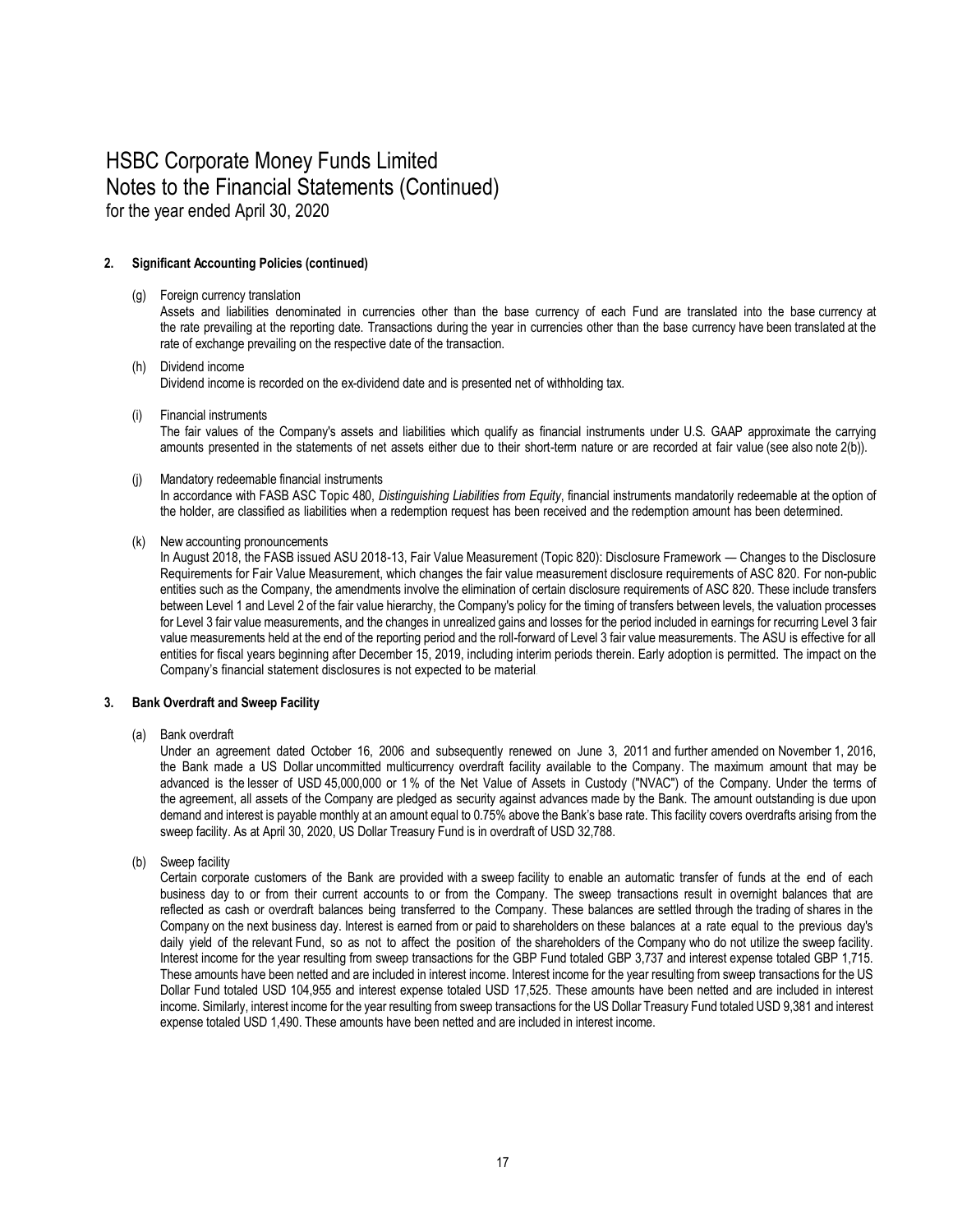# HSBC Corporate Money Funds Limited
## Notes to the Financial Statements (Continued)
for the year ended April 30, 2020

**2. Significant Accounting Policies (continued)**

(g) Foreign currency translation

Assets and liabilities denominated in currencies other than the base currency of each Fund are translated into the base currency at the rate prevailing at the reporting date. Transactions during the year in currencies other than the base currency have been translated at the rate of exchange prevailing on the respective date of the transaction.

(h) Dividend income

Dividend income is recorded on the ex-dividend date and is presented net of withholding tax.

(i) Financial instruments

The fair values of the Company's assets and liabilities which qualify as financial instruments under U.S. GAAP approximate the carrying amounts presented in the statements of net assets either due to their short-term nature or are recorded at fair value (see also note 2(b)).

(j) Mandatory redeemable financial instruments

In accordance with FASB ASC Topic 480, *Distinguishing Liabilities from Equity*, financial instruments mandatorily redeemable at the option of the holder, are classified as liabilities when a redemption request has been received and the redemption amount has been determined.

(k) New accounting pronouncements

In August 2018, the FASB issued ASU 2018-13, Fair Value Measurement (Topic 820): Disclosure Framework — Changes to the Disclosure Requirements for Fair Value Measurement, which changes the fair value measurement disclosure requirements of ASC 820. For non-public entities such as the Company, the amendments involve the elimination of certain disclosure requirements of ASC 820. These include transfers between Level 1 and Level 2 of the fair value hierarchy, the Company's policy for the timing of transfers between levels, the valuation processes for Level 3 fair value measurements, and the changes in unrealized gains and losses for the period included in earnings for recurring Level 3 fair value measurements held at the end of the reporting period and the roll-forward of Level 3 fair value measurements. The ASU is effective for all entities for fiscal years beginning after December 15, 2019, including interim periods therein. Early adoption is permitted. The impact on the Company's financial statement disclosures is not expected to be material.

**3. Bank Overdraft and Sweep Facility**

(a) Bank overdraft

Under an agreement dated October 16, 2006 and subsequently renewed on June 3, 2011 and further amended on November 1, 2016, the Bank made a US Dollar uncommitted multicurrency overdraft facility available to the Company. The maximum amount that may be advanced is the lesser of USD 45,000,000 or 1% of the Net Value of Assets in Custody ("NVAC") of the Company. Under the terms of the agreement, all assets of the Company are pledged as security against advances made by the Bank. The amount outstanding is due upon demand and interest is payable monthly at an amount equal to 0.75% above the Bank's base rate. This facility covers overdrafts arising from the sweep facility. As at April 30, 2020, US Dollar Treasury Fund is in overdraft of USD 32,788.

(b) Sweep facility

Certain corporate customers of the Bank are provided with a sweep facility to enable an automatic transfer of funds at the end of each business day to or from their current accounts to or from the Company. The sweep transactions result in overnight balances that are reflected as cash or overdraft balances being transferred to the Company. These balances are settled through the trading of shares in the Company on the next business day. Interest is earned from or paid to shareholders on these balances at a rate equal to the previous day's daily yield of the relevant Fund, so as not to affect the position of the shareholders of the Company who do not utilize the sweep facility. Interest income for the year resulting from sweep transactions for the GBP Fund totaled GBP 3,737 and interest expense totaled GBP 1,715. These amounts have been netted and are included in interest income. Interest income for the year resulting from sweep transactions for the US Dollar Fund totaled USD 104,955 and interest expense totaled USD 17,525. These amounts have been netted and are included in interest income. Similarly, interest income for the year resulting from sweep transactions for the US Dollar Treasury Fund totaled USD 9,381 and interest expense totaled USD 1,490. These amounts have been netted and are included in interest income.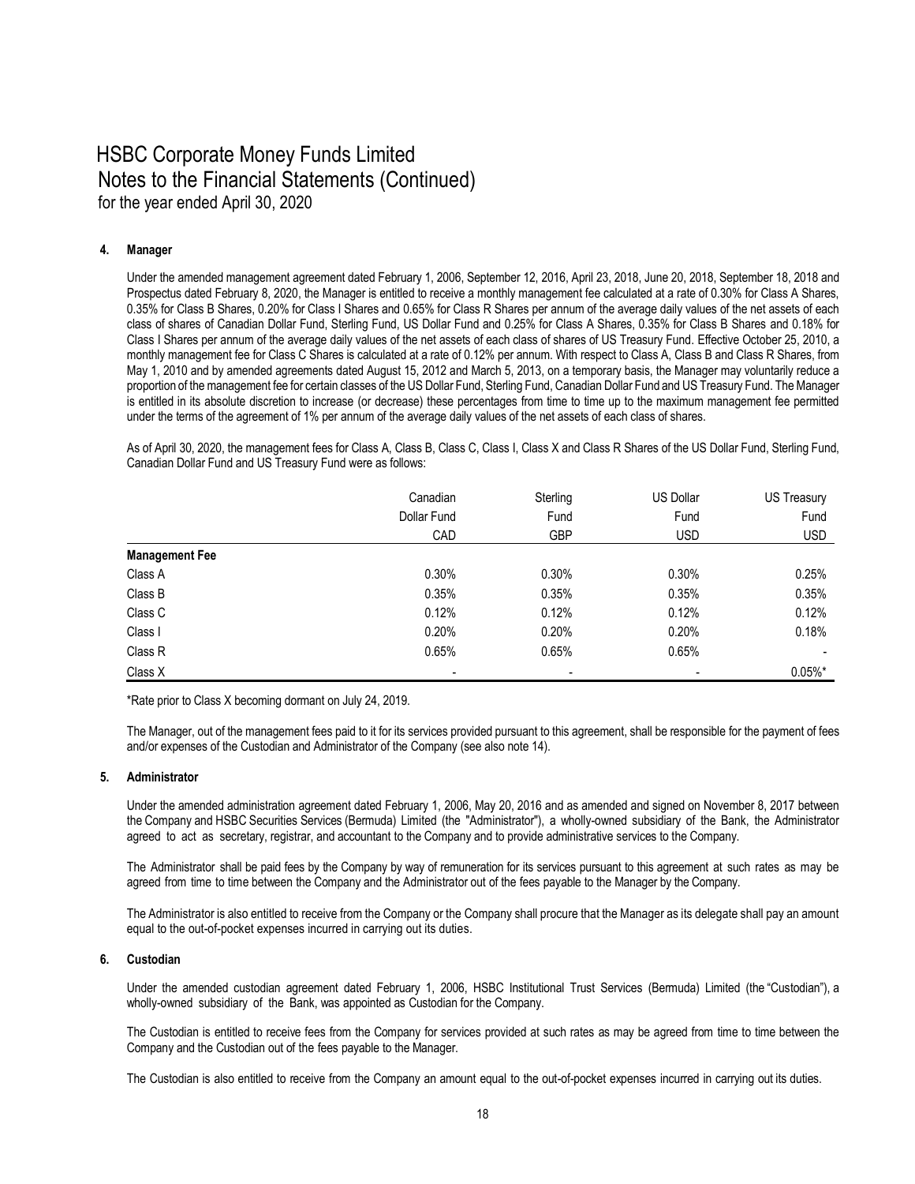# HSBC Corporate Money Funds Limited
## Notes to the Financial Statements (Continued)
for the year ended April 30, 2020

### 4. Manager

Under the amended management agreement dated February 1, 2006, September 12, 2016, April 23, 2018, June 20, 2018, September 18, 2018 and Prospectus dated February 8, 2020, the Manager is entitled to receive a monthly management fee calculated at a rate of 0.30% for Class A Shares, 0.35% for Class B Shares, 0.20% for Class I Shares and 0.65% for Class R Shares per annum of the average daily values of the net assets of each class of shares of Canadian Dollar Fund, Sterling Fund, US Dollar Fund and 0.25% for Class A Shares, 0.35% for Class B Shares and 0.18% for Class I Shares per annum of the average daily values of the net assets of each class of shares of US Treasury Fund. Effective October 25, 2010, a monthly management fee for Class C Shares is calculated at a rate of 0.12% per annum. With respect to Class A, Class B and Class R Shares, from May 1, 2010 and by amended agreements dated August 15, 2012 and March 5, 2013, on a temporary basis, the Manager may voluntarily reduce a proportion of the management fee for certain classes of the US Dollar Fund, Sterling Fund, Canadian Dollar Fund and US Treasury Fund. The Manager is entitled in its absolute discretion to increase (or decrease) these percentages from time to time up to the maximum management fee permitted under the terms of the agreement of 1% per annum of the average daily values of the net assets of each class of shares.

As of April 30, 2020, the management fees for Class A, Class B, Class C, Class I, Class X and Class R Shares of the US Dollar Fund, Sterling Fund, Canadian Dollar Fund and US Treasury Fund were as follows:

| | Canadian Dollar Fund | Sterling Fund | US Dollar Fund | US Treasury Fund |
|---|---|---|---|---|
| | CAD | GBP | USD | USD |
| **Management Fee** | | | | |
| Class A | 0.30% | 0.30% | 0.30% | 0.25% |
| Class B | 0.35% | 0.35% | 0.35% | 0.35% |
| Class C | 0.12% | 0.12% | 0.12% | 0.12% |
| Class I | 0.20% | 0.20% | 0.20% | 0.18% |
| Class R | 0.65% | 0.65% | 0.65% | - |
| Class X | - | - | - | 0.05%* |

*Rate prior to Class X becoming dormant on July 24, 2019.

The Manager, out of the management fees paid to it for its services provided pursuant to this agreement, shall be responsible for the payment of fees and/or expenses of the Custodian and Administrator of the Company (see also note 14).

### 5. Administrator

Under the amended administration agreement dated February 1, 2006, May 20, 2016 and as amended and signed on November 8, 2017 between the Company and HSBC Securities Services (Bermuda) Limited (the "Administrator"), a wholly-owned subsidiary of the Bank, the Administrator agreed to act as secretary, registrar, and accountant to the Company and to provide administrative services to the Company.

The Administrator shall be paid fees by the Company by way of remuneration for its services pursuant to this agreement at such rates as may be agreed from time to time between the Company and the Administrator out of the fees payable to the Manager by the Company.

The Administrator is also entitled to receive from the Company or the Company shall procure that the Manager as its delegate shall pay an amount equal to the out-of-pocket expenses incurred in carrying out its duties.

### 6. Custodian

Under the amended custodian agreement dated February 1, 2006, HSBC Institutional Trust Services (Bermuda) Limited (the "Custodian"), a wholly-owned subsidiary of the Bank, was appointed as Custodian for the Company.

The Custodian is entitled to receive fees from the Company for services provided at such rates as may be agreed from time to time between the Company and the Custodian out of the fees payable to the Manager.

The Custodian is also entitled to receive from the Company an amount equal to the out-of-pocket expenses incurred in carrying out its duties.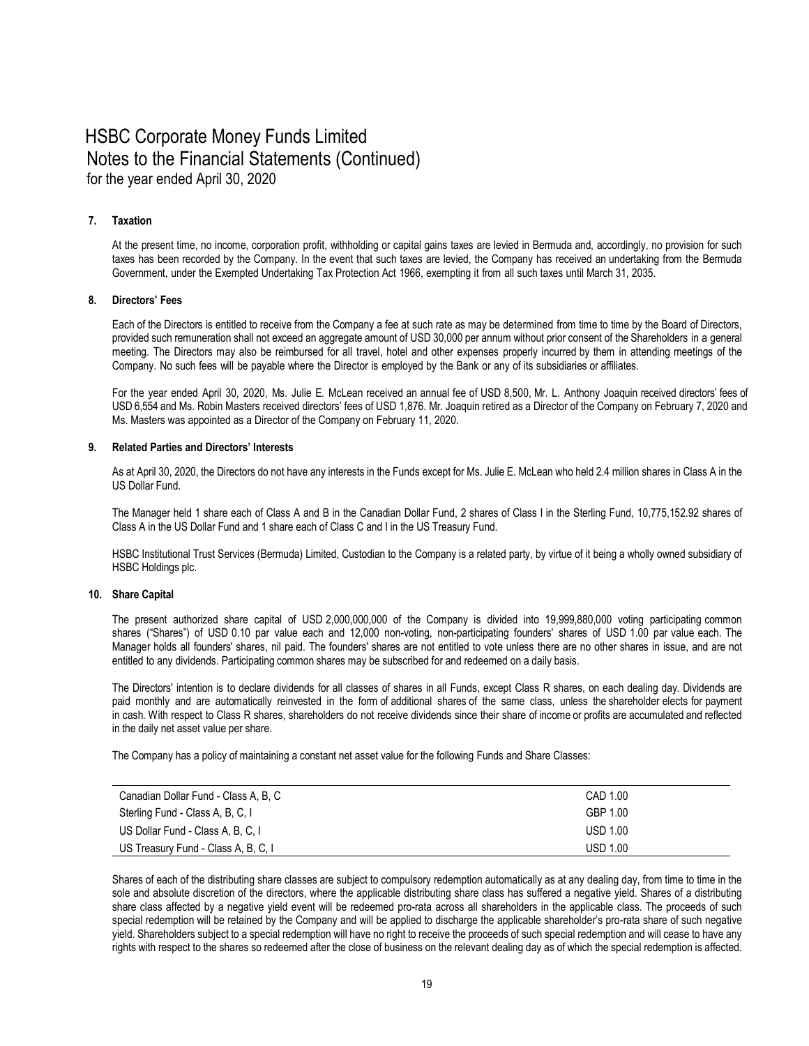# HSBC Corporate Money Funds Limited

## Notes to the Financial Statements (Continued)

for the year ended April 30, 2020

### 7. Taxation

At the present time, no income, corporation profit, withholding or capital gains taxes are levied in Bermuda and, accordingly, no provision for such taxes has been recorded by the Company. In the event that such taxes are levied, the Company has received an undertaking from the Bermuda Government, under the Exempted Undertaking Tax Protection Act 1966, exempting it from all such taxes until March 31, 2035.

### 8. Directors' Fees

Each of the Directors is entitled to receive from the Company a fee at such rate as may be determined from time to time by the Board of Directors, provided such remuneration shall not exceed an aggregate amount of USD 30,000 per annum without prior consent of the Shareholders in a general meeting. The Directors may also be reimbursed for all travel, hotel and other expenses properly incurred by them in attending meetings of the Company. No such fees will be payable where the Director is employed by the Bank or any of its subsidiaries or affiliates.

For the year ended April 30, 2020, Ms. Julie E. McLean received an annual fee of USD 8,500, Mr. L. Anthony Joaquin received directors' fees of USD 6,554 and Ms. Robin Masters received directors' fees of USD 1,876. Mr. Joaquin retired as a Director of the Company on February 7, 2020 and Ms. Masters was appointed as a Director of the Company on February 11, 2020.

### 9. Related Parties and Directors' Interests

As at April 30, 2020, the Directors do not have any interests in the Funds except for Ms. Julie E. McLean who held 2.4 million shares in Class A in the US Dollar Fund.

The Manager held 1 share each of Class A and B in the Canadian Dollar Fund, 2 shares of Class I in the Sterling Fund, 10,775,152.92 shares of Class A in the US Dollar Fund and 1 share each of Class C and I in the US Treasury Fund.

HSBC Institutional Trust Services (Bermuda) Limited, Custodian to the Company is a related party, by virtue of it being a wholly owned subsidiary of HSBC Holdings plc.

### 10. Share Capital

The present authorized share capital of USD 2,000,000,000 of the Company is divided into 19,999,880,000 voting participating common shares ("Shares") of USD 0.10 par value each and 12,000 non-voting, non-participating founders' shares of USD 1.00 par value each. The Manager holds all founders' shares, nil paid. The founders' shares are not entitled to vote unless there are no other shares in issue, and are not entitled to any dividends. Participating common shares may be subscribed for and redeemed on a daily basis.

The Directors' intention is to declare dividends for all classes of shares in all Funds, except Class R shares, on each dealing day. Dividends are paid monthly and are automatically reinvested in the form of additional shares of the same class, unless the shareholder elects for payment in cash. With respect to Class R shares, shareholders do not receive dividends since their share of income or profits are accumulated and reflected in the daily net asset value per share.

The Company has a policy of maintaining a constant net asset value for the following Funds and Share Classes:

| | |
|---|---|
| Canadian Dollar Fund - Class A, B, C | CAD 1.00 |
| Sterling Fund - Class A, B, C, I | GBP 1.00 |
| US Dollar Fund - Class A, B, C, I | USD 1.00 |
| US Treasury Fund - Class A, B, C, I | USD 1.00 |

Shares of each of the distributing share classes are subject to compulsory redemption automatically as at any dealing day, from time to time in the sole and absolute discretion of the directors, where the applicable distributing share class has suffered a negative yield. Shares of a distributing share class affected by a negative yield event will be redeemed pro-rata across all shareholders in the applicable class. The proceeds of such special redemption will be retained by the Company and will be applied to discharge the applicable shareholder's pro-rata share of such negative yield. Shareholders subject to a special redemption will have no right to receive the proceeds of such special redemption and will cease to have any rights with respect to the shares so redeemed after the close of business on the relevant dealing day as of which the special redemption is affected.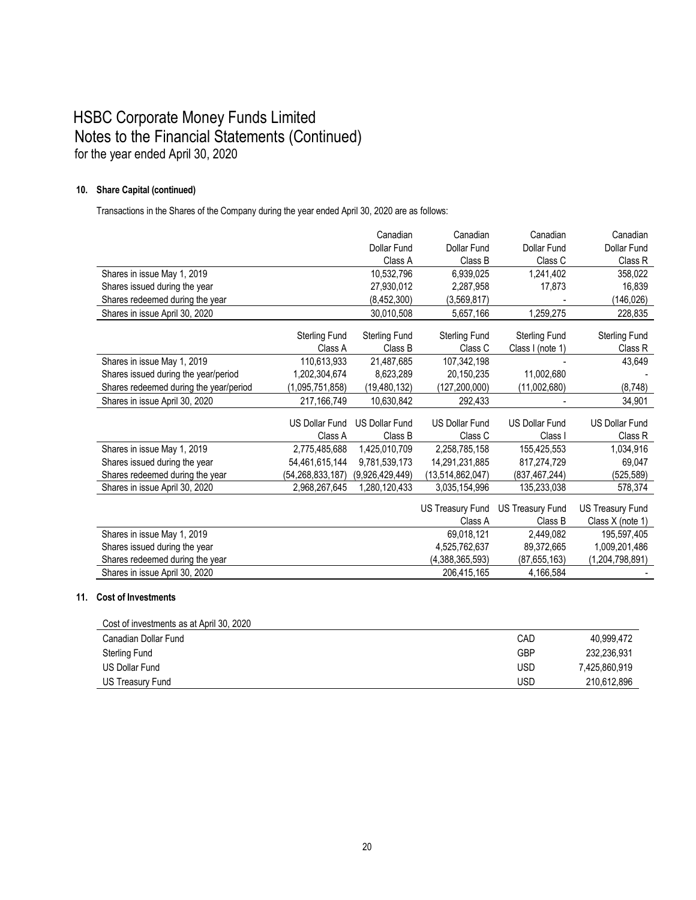# HSBC Corporate Money Funds Limited
## Notes to the Financial Statements (Continued)
for the year ended April 30, 2020

### 10. Share Capital (continued)

Transactions in the Shares of the Company during the year ended April 30, 2020 are as follows:

| | | Canadian Dollar Fund Class A | Canadian Dollar Fund Class B | Canadian Dollar Fund Class C | Canadian Dollar Fund Class R |
|---|---|---|---|---|---|
| Shares in issue May 1, 2019 | | 10,532,796 | 6,939,025 | 1,241,402 | 358,022 |
| Shares issued during the year | | 27,930,012 | 2,287,958 | 17,873 | 16,839 |
| Shares redeemed during the year | | (8,452,300) | (3,569,817) | - | (146,026) |
| Shares in issue April 30, 2020 | | 30,010,508 | 5,657,166 | 1,259,275 | 228,835 |

| | Sterling Fund Class A | Sterling Fund Class B | Sterling Fund Class C | Sterling Fund Class I (note 1) | Sterling Fund Class R |
|---|---|---|---|---|---|
| Shares in issue May 1, 2019 | 110,613,933 | 21,487,685 | 107,342,198 | - | 43,649 |
| Shares issued during the year/period | 1,202,304,674 | 8,623,289 | 20,150,235 | 11,002,680 | - |
| Shares redeemed during the year/period | (1,095,751,858) | (19,480,132) | (127,200,000) | (11,002,680) | (8,748) |
| Shares in issue April 30, 2020 | 217,166,749 | 10,630,842 | 292,433 | - | 34,901 |

| | US Dollar Fund Class A | US Dollar Fund Class B | US Dollar Fund Class C | US Dollar Fund Class I | US Dollar Fund Class R |
|---|---|---|---|---|---|
| Shares in issue May 1, 2019 | 2,775,485,688 | 1,425,010,709 | 2,258,785,158 | 155,425,553 | 1,034,916 |
| Shares issued during the year | 54,461,615,144 | 9,781,539,173 | 14,291,231,885 | 817,274,729 | 69,047 |
| Shares redeemed during the year | (54,268,833,187) | (9,926,429,449) | (13,514,862,047) | (837,467,244) | (525,589) |
| Shares in issue April 30, 2020 | 2,968,267,645 | 1,280,120,433 | 3,035,154,996 | 135,233,038 | 578,374 |

| | US Treasury Fund Class A | US Treasury Fund Class B | US Treasury Fund Class X (note 1) |
|---|---|---|---|
| Shares in issue May 1, 2019 | 69,018,121 | 2,449,082 | 195,597,405 |
| Shares issued during the year | 4,525,762,637 | 89,372,665 | 1,009,201,486 |
| Shares redeemed during the year | (4,388,365,593) | (87,655,163) | (1,204,798,891) |
| Shares in issue April 30, 2020 | 206,415,165 | 4,166,584 | - |

### 11. Cost of Investments

| Cost of investments as at April 30, 2020 | | |
|---|---|---|
| Canadian Dollar Fund | CAD | 40,999,472 |
| Sterling Fund | GBP | 232,236,931 |
| US Dollar Fund | USD | 7,425,860,919 |
| US Treasury Fund | USD | 210,612,896 |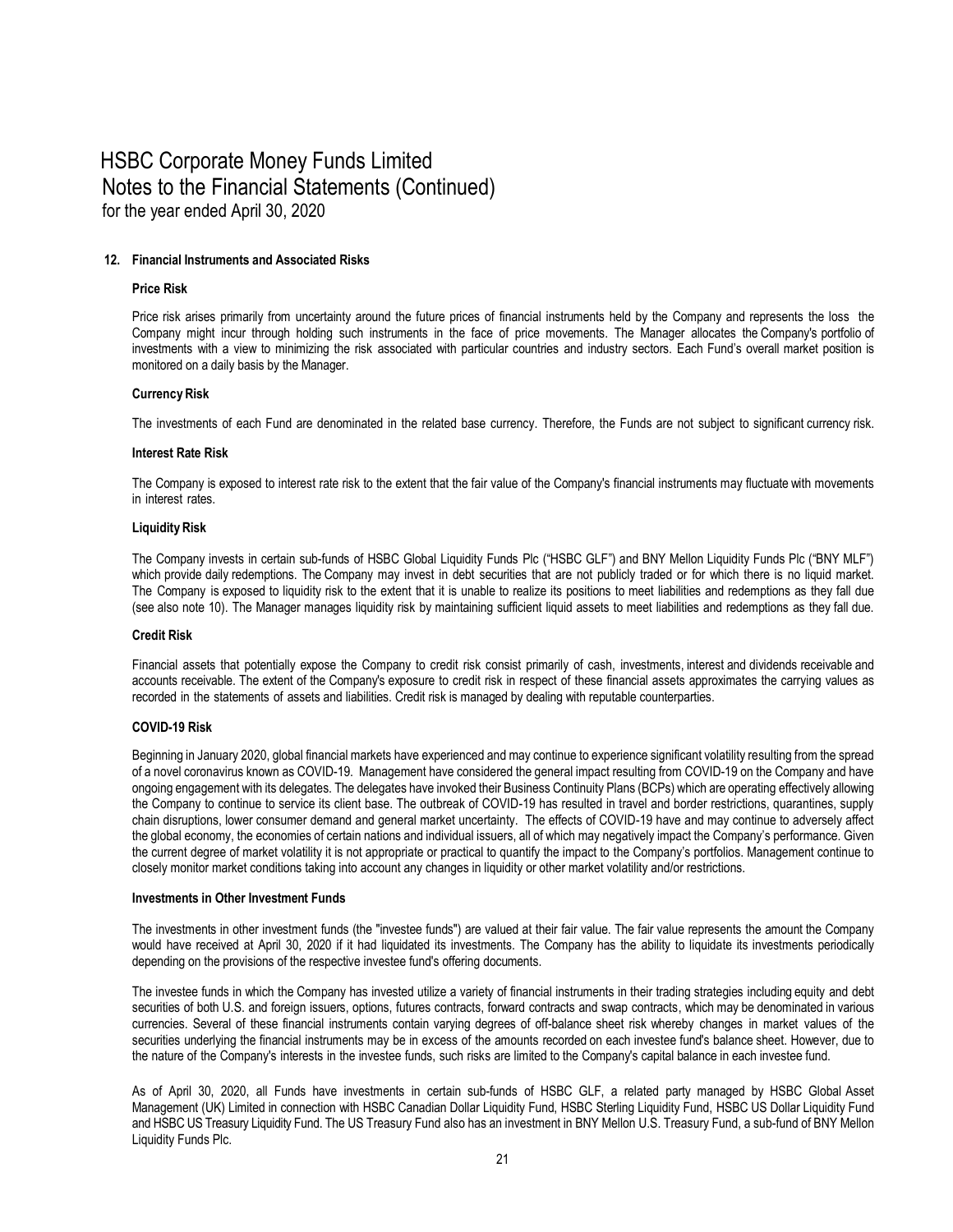# HSBC Corporate Money Funds Limited
## Notes to the Financial Statements (Continued)
for the year ended April 30, 2020

### 12. Financial Instruments and Associated Risks

**Price Risk**

Price risk arises primarily from uncertainty around the future prices of financial instruments held by the Company and represents the loss the Company might incur through holding such instruments in the face of price movements. The Manager allocates the Company's portfolio of investments with a view to minimizing the risk associated with particular countries and industry sectors. Each Fund's overall market position is monitored on a daily basis by the Manager.

**Currency Risk**

The investments of each Fund are denominated in the related base currency. Therefore, the Funds are not subject to significant currency risk.

**Interest Rate Risk**

The Company is exposed to interest rate risk to the extent that the fair value of the Company's financial instruments may fluctuate with movements in interest rates.

**Liquidity Risk**

The Company invests in certain sub-funds of HSBC Global Liquidity Funds Plc ("HSBC GLF") and BNY Mellon Liquidity Funds Plc ("BNY MLF") which provide daily redemptions. The Company may invest in debt securities that are not publicly traded or for which there is no liquid market. The Company is exposed to liquidity risk to the extent that it is unable to realize its positions to meet liabilities and redemptions as they fall due (see also note 10). The Manager manages liquidity risk by maintaining sufficient liquid assets to meet liabilities and redemptions as they fall due.

**Credit Risk**

Financial assets that potentially expose the Company to credit risk consist primarily of cash, investments, interest and dividends receivable and accounts receivable. The extent of the Company's exposure to credit risk in respect of these financial assets approximates the carrying values as recorded in the statements of assets and liabilities. Credit risk is managed by dealing with reputable counterparties.

**COVID-19 Risk**

Beginning in January 2020, global financial markets have experienced and may continue to experience significant volatility resulting from the spread of a novel coronavirus known as COVID-19. Management have considered the general impact resulting from COVID-19 on the Company and have ongoing engagement with its delegates. The delegates have invoked their Business Continuity Plans (BCPs) which are operating effectively allowing the Company to continue to service its client base. The outbreak of COVID-19 has resulted in travel and border restrictions, quarantines, supply chain disruptions, lower consumer demand and general market uncertainty. The effects of COVID-19 have and may continue to adversely affect the global economy, the economies of certain nations and individual issuers, all of which may negatively impact the Company's performance. Given the current degree of market volatility it is not appropriate or practical to quantify the impact to the Company's portfolios. Management continue to closely monitor market conditions taking into account any changes in liquidity or other market volatility and/or restrictions.

**Investments in Other Investment Funds**

The investments in other investment funds (the "investee funds") are valued at their fair value. The fair value represents the amount the Company would have received at April 30, 2020 if it had liquidated its investments. The Company has the ability to liquidate its investments periodically depending on the provisions of the respective investee fund's offering documents.

The investee funds in which the Company has invested utilize a variety of financial instruments in their trading strategies including equity and debt securities of both U.S. and foreign issuers, options, futures contracts, forward contracts and swap contracts, which may be denominated in various currencies. Several of these financial instruments contain varying degrees of off-balance sheet risk whereby changes in market values of the securities underlying the financial instruments may be in excess of the amounts recorded on each investee fund's balance sheet. However, due to the nature of the Company's interests in the investee funds, such risks are limited to the Company's capital balance in each investee fund.

As of April 30, 2020, all Funds have investments in certain sub-funds of HSBC GLF, a related party managed by HSBC Global Asset Management (UK) Limited in connection with HSBC Canadian Dollar Liquidity Fund, HSBC Sterling Liquidity Fund, HSBC US Dollar Liquidity Fund and HSBC US Treasury Liquidity Fund. The US Treasury Fund also has an investment in BNY Mellon U.S. Treasury Fund, a sub-fund of BNY Mellon Liquidity Funds Plc.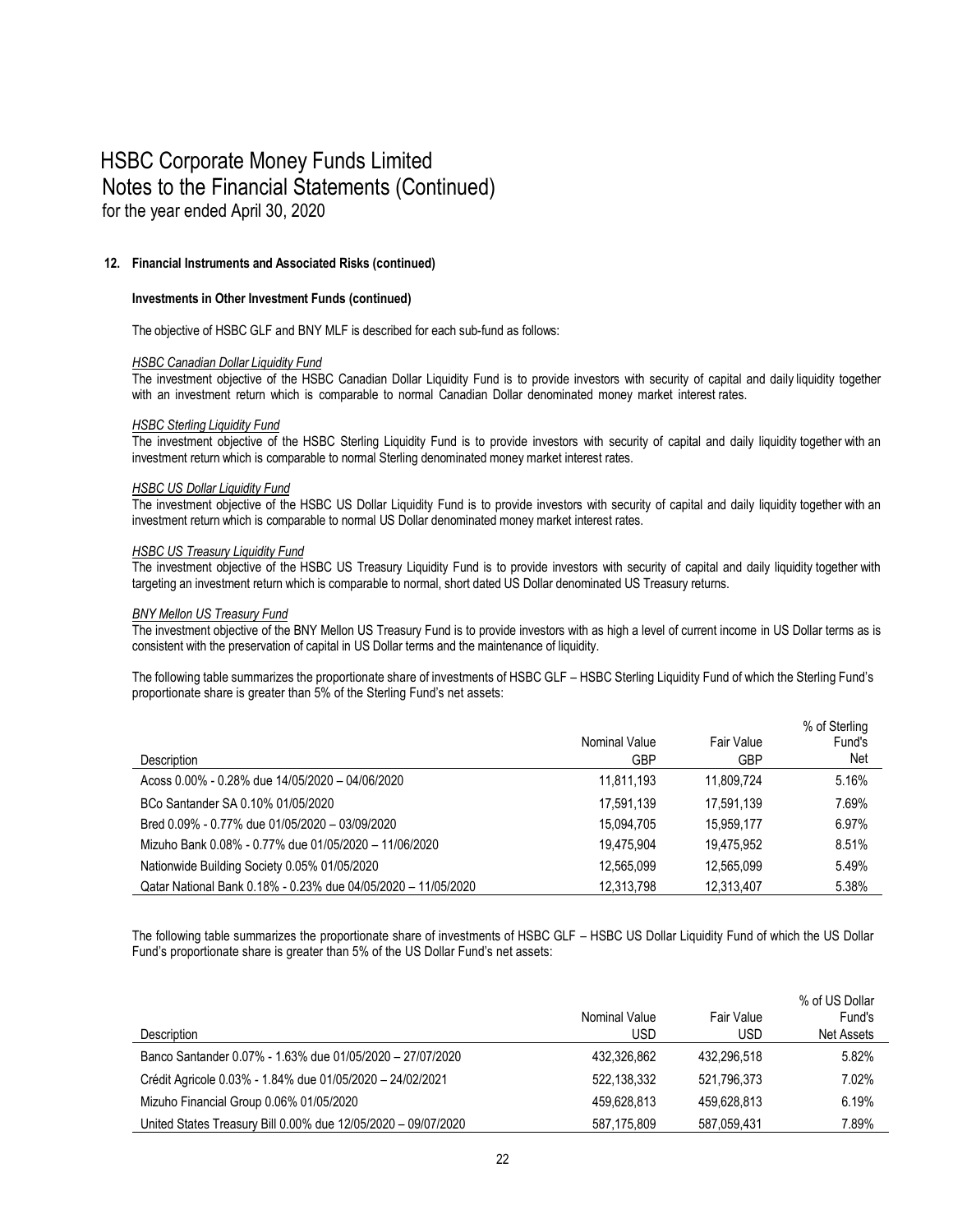# HSBC Corporate Money Funds Limited
## Notes to the Financial Statements (Continued)
for the year ended April 30, 2020

### 12. Financial Instruments and Associated Risks (continued)

#### Investments in Other Investment Funds (continued)

The objective of HSBC GLF and BNY MLF is described for each sub-fund as follows:

*HSBC Canadian Dollar Liquidity Fund*
The investment objective of the HSBC Canadian Dollar Liquidity Fund is to provide investors with security of capital and daily liquidity together with an investment return which is comparable to normal Canadian Dollar denominated money market interest rates.

*HSBC Sterling Liquidity Fund*
The investment objective of the HSBC Sterling Liquidity Fund is to provide investors with security of capital and daily liquidity together with an investment return which is comparable to normal Sterling denominated money market interest rates.

*HSBC US Dollar Liquidity Fund*
The investment objective of the HSBC US Dollar Liquidity Fund is to provide investors with security of capital and daily liquidity together with an investment return which is comparable to normal US Dollar denominated money market interest rates.

*HSBC US Treasury Liquidity Fund*
The investment objective of the HSBC US Treasury Liquidity Fund is to provide investors with security of capital and daily liquidity together with targeting an investment return which is comparable to normal, short dated US Dollar denominated US Treasury returns.

*BNY Mellon US Treasury Fund*
The investment objective of the BNY Mellon US Treasury Fund is to provide investors with as high a level of current income in US Dollar terms as is consistent with the preservation of capital in US Dollar terms and the maintenance of liquidity.

The following table summarizes the proportionate share of investments of HSBC GLF – HSBC Sterling Liquidity Fund of which the Sterling Fund's proportionate share is greater than 5% of the Sterling Fund's net assets:

| Description | Nominal Value GBP | Fair Value GBP | % of Sterling Fund's Net |
|---|---|---|---|
| Acoss 0.00% - 0.28% due 14/05/2020 – 04/06/2020 | 11,811,193 | 11,809,724 | 5.16% |
| BCo Santander SA 0.10% 01/05/2020 | 17,591,139 | 17,591,139 | 7.69% |
| Bred 0.09% - 0.77% due 01/05/2020 – 03/09/2020 | 15,094,705 | 15,959,177 | 6.97% |
| Mizuho Bank 0.08% - 0.77% due 01/05/2020 – 11/06/2020 | 19,475,904 | 19,475,952 | 8.51% |
| Nationwide Building Society 0.05% 01/05/2020 | 12,565,099 | 12,565,099 | 5.49% |
| Qatar National Bank 0.18% - 0.23% due 04/05/2020 – 11/05/2020 | 12,313,798 | 12,313,407 | 5.38% |

The following table summarizes the proportionate share of investments of HSBC GLF – HSBC US Dollar Liquidity Fund of which the US Dollar Fund's proportionate share is greater than 5% of the US Dollar Fund's net assets:

| Description | Nominal Value USD | Fair Value USD | % of US Dollar Fund's Net Assets |
|---|---|---|---|
| Banco Santander 0.07% - 1.63% due 01/05/2020 – 27/07/2020 | 432,326,862 | 432,296,518 | 5.82% |
| Crédit Agricole 0.03% - 1.84% due 01/05/2020 – 24/02/2021 | 522,138,332 | 521,796,373 | 7.02% |
| Mizuho Financial Group 0.06% 01/05/2020 | 459,628,813 | 459,628,813 | 6.19% |
| United States Treasury Bill 0.00% due 12/05/2020 – 09/07/2020 | 587,175,809 | 587,059,431 | 7.89% |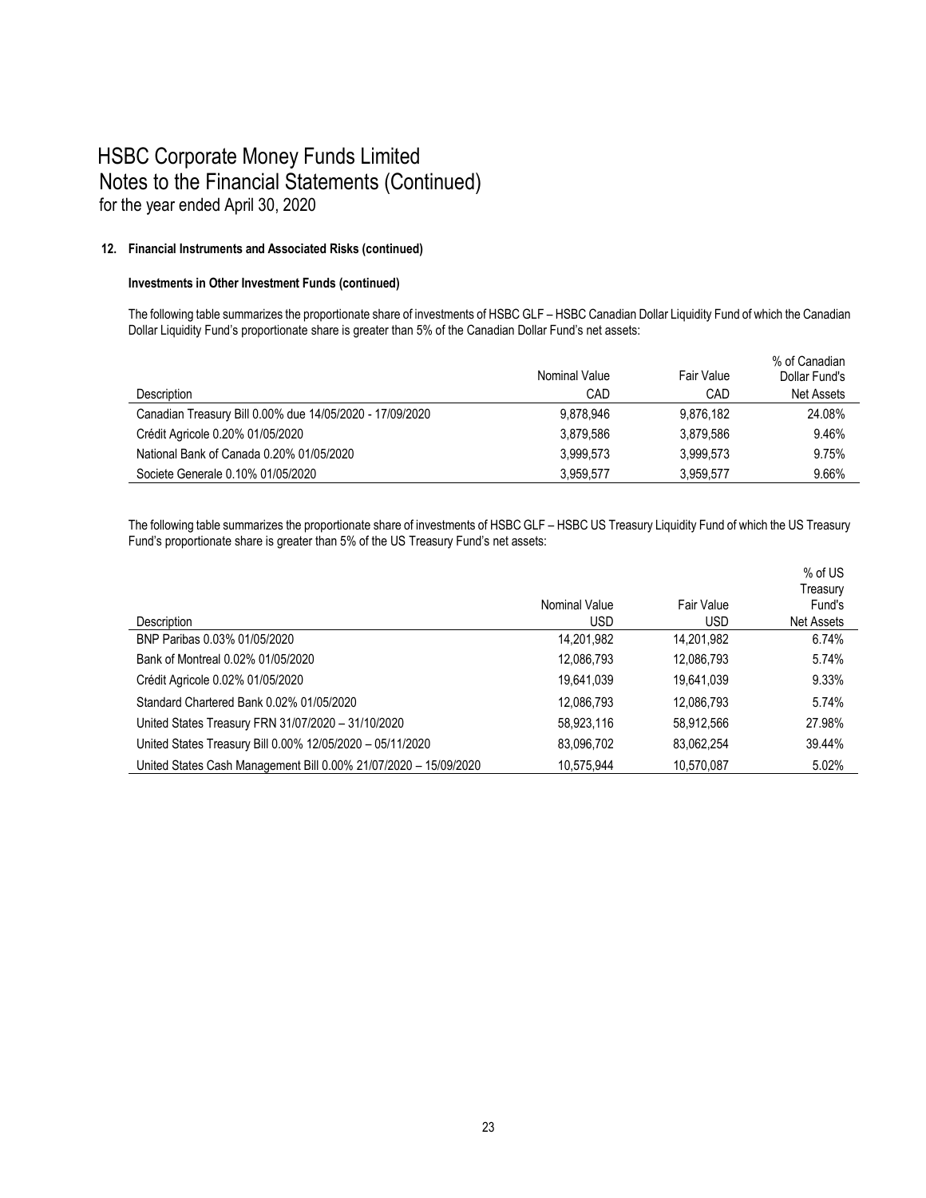# HSBC Corporate Money Funds Limited
## Notes to the Financial Statements (Continued)
for the year ended April 30, 2020

### 12. Financial Instruments and Associated Risks (continued)

#### Investments in Other Investment Funds (continued)

The following table summarizes the proportionate share of investments of HSBC GLF – HSBC Canadian Dollar Liquidity Fund of which the Canadian Dollar Liquidity Fund's proportionate share is greater than 5% of the Canadian Dollar Fund's net assets:

| Description | Nominal Value CAD | Fair Value CAD | % of Canadian Dollar Fund's Net Assets |
|---|---|---|---|
| Canadian Treasury Bill 0.00% due 14/05/2020 - 17/09/2020 | 9,878,946 | 9,876,182 | 24.08% |
| Crédit Agricole 0.20% 01/05/2020 | 3,879,586 | 3,879,586 | 9.46% |
| National Bank of Canada 0.20% 01/05/2020 | 3,999,573 | 3,999,573 | 9.75% |
| Societe Generale 0.10% 01/05/2020 | 3,959,577 | 3,959,577 | 9.66% |

The following table summarizes the proportionate share of investments of HSBC GLF – HSBC US Treasury Liquidity Fund of which the US Treasury Fund's proportionate share is greater than 5% of the US Treasury Fund's net assets:

| Description | Nominal Value USD | Fair Value USD | % of US Treasury Fund's Net Assets |
|---|---|---|---|
| BNP Paribas 0.03% 01/05/2020 | 14,201,982 | 14,201,982 | 6.74% |
| Bank of Montreal 0.02% 01/05/2020 | 12,086,793 | 12,086,793 | 5.74% |
| Crédit Agricole 0.02% 01/05/2020 | 19,641,039 | 19,641,039 | 9.33% |
| Standard Chartered Bank 0.02% 01/05/2020 | 12,086,793 | 12,086,793 | 5.74% |
| United States Treasury FRN 31/07/2020 – 31/10/2020 | 58,923,116 | 58,912,566 | 27.98% |
| United States Treasury Bill 0.00% 12/05/2020 – 05/11/2020 | 83,096,702 | 83,062,254 | 39.44% |
| United States Cash Management Bill 0.00% 21/07/2020 – 15/09/2020 | 10,575,944 | 10,570,087 | 5.02% |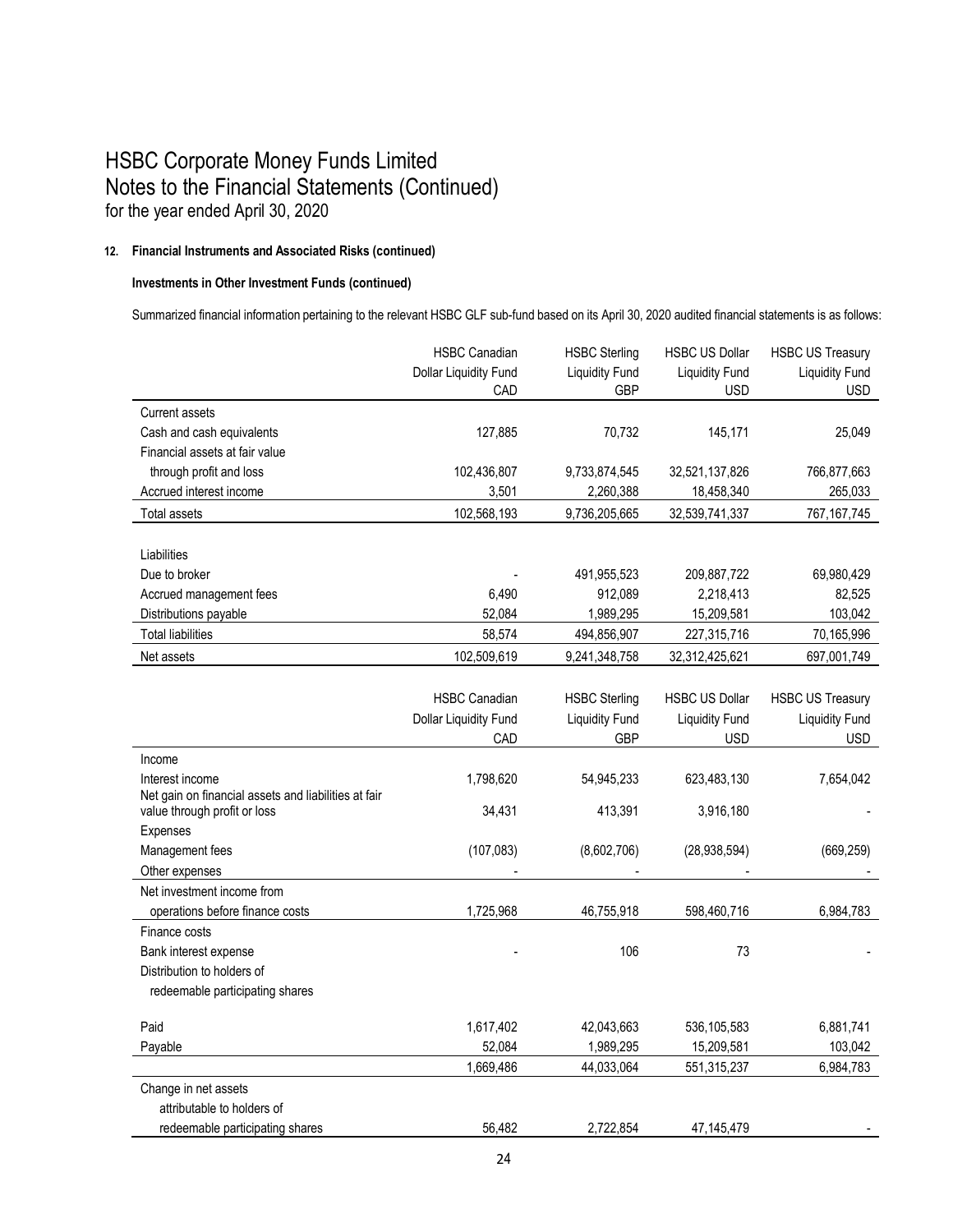# HSBC Corporate Money Funds Limited
## Notes to the Financial Statements (Continued)
for the year ended April 30, 2020

### 12. Financial Instruments and Associated Risks (continued)

**Investments in Other Investment Funds (continued)**

Summarized financial information pertaining to the relevant HSBC GLF sub-fund based on its April 30, 2020 audited financial statements is as follows:

| | HSBC Canadian Dollar Liquidity Fund | HSBC Sterling Liquidity Fund | HSBC US Dollar Liquidity Fund | HSBC US Treasury Liquidity Fund |
|---|---|---|---|---|
| | CAD | GBP | USD | USD |
| Current assets | | | | |
| Cash and cash equivalents | 127,885 | 70,732 | 145,171 | 25,049 |
| Financial assets at fair value through profit and loss | 102,436,807 | 9,733,874,545 | 32,521,137,826 | 766,877,663 |
| Accrued interest income | 3,501 | 2,260,388 | 18,458,340 | 265,033 |
| Total assets | 102,568,193 | 9,736,205,665 | 32,539,741,337 | 767,167,745 |
| | | | | |
| Liabilities | | | | |
| Due to broker | - | 491,955,523 | 209,887,722 | 69,980,429 |
| Accrued management fees | 6,490 | 912,089 | 2,218,413 | 82,525 |
| Distributions payable | 52,084 | 1,989,295 | 15,209,581 | 103,042 |
| Total liabilities | 58,574 | 494,856,907 | 227,315,716 | 70,165,996 |
| Net assets | 102,509,619 | 9,241,348,758 | 32,312,425,621 | 697,001,749 |

| | HSBC Canadian Dollar Liquidity Fund | HSBC Sterling Liquidity Fund | HSBC US Dollar Liquidity Fund | HSBC US Treasury Liquidity Fund |
|---|---|---|---|---|
| | CAD | GBP | USD | USD |
| Income | | | | |
| Interest income | 1,798,620 | 54,945,233 | 623,483,130 | 7,654,042 |
| Net gain on financial assets and liabilities at fair value through profit or loss | 34,431 | 413,391 | 3,916,180 | - |
| Expenses | | | | |
| Management fees | (107,083) | (8,602,706) | (28,938,594) | (669,259) |
| Other expenses | - | - | - | - |
| Net investment income from operations before finance costs | 1,725,968 | 46,755,918 | 598,460,716 | 6,984,783 |
| Finance costs | | | | |
| Bank interest expense | - | 106 | 73 | - |
| Distribution to holders of redeemable participating shares | | | | |
| Paid | 1,617,402 | 42,043,663 | 536,105,583 | 6,881,741 |
| Payable | 52,084 | 1,989,295 | 15,209,581 | 103,042 |
| | 1,669,486 | 44,033,064 | 551,315,237 | 6,984,783 |
| Change in net assets attributable to holders of redeemable participating shares | 56,482 | 2,722,854 | 47,145,479 | - |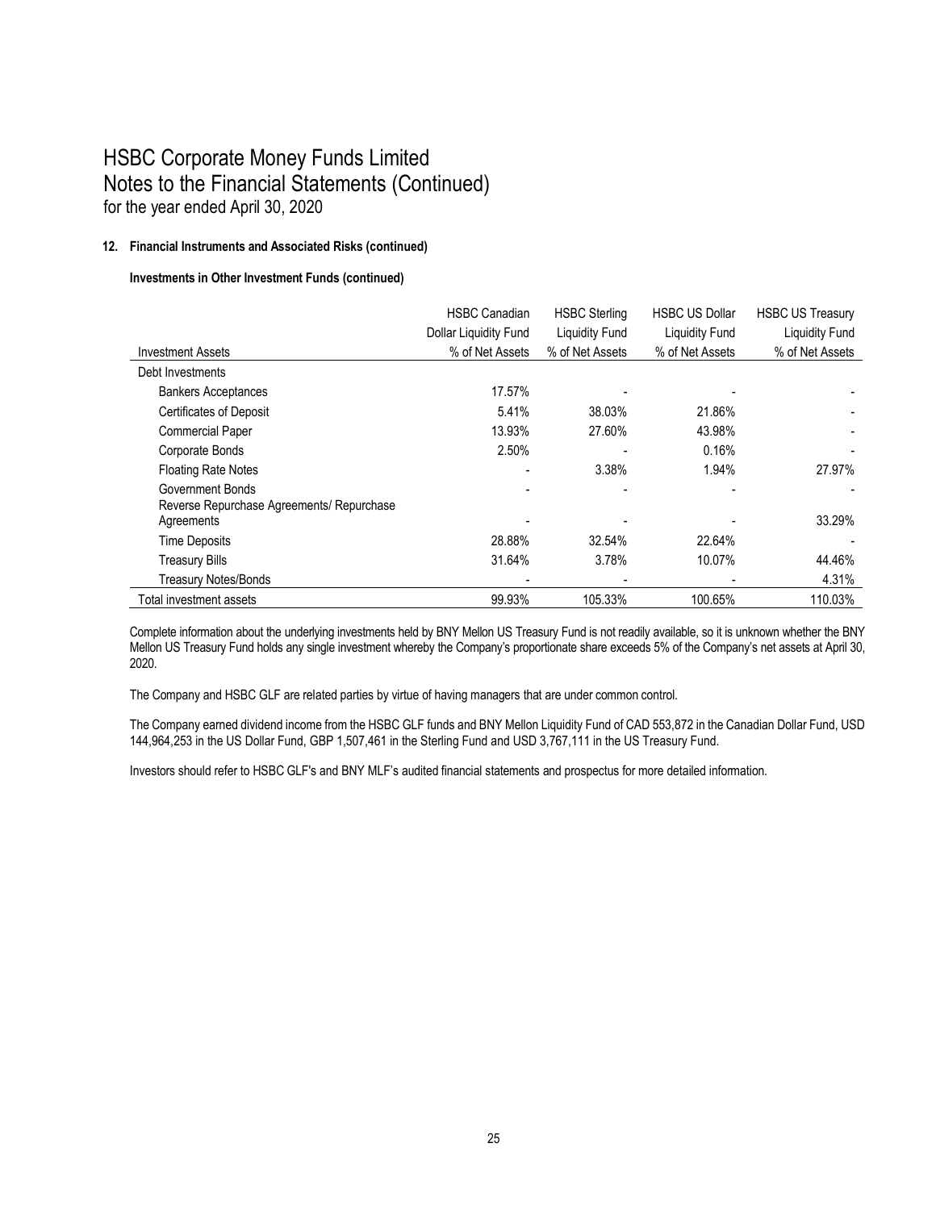# HSBC Corporate Money Funds Limited
## Notes to the Financial Statements (Continued)
for the year ended April 30, 2020

### 12. Financial Instruments and Associated Risks (continued)

**Investments in Other Investment Funds (continued)**

| Investment Assets | HSBC Canadian Dollar Liquidity Fund % of Net Assets | HSBC Sterling Liquidity Fund % of Net Assets | HSBC US Dollar Liquidity Fund % of Net Assets | HSBC US Treasury Liquidity Fund % of Net Assets |
|---|---|---|---|---|
| Debt Investments | | | | |
| Bankers Acceptances | 17.57% | - | - | - |
| Certificates of Deposit | 5.41% | 38.03% | 21.86% | - |
| Commercial Paper | 13.93% | 27.60% | 43.98% | - |
| Corporate Bonds | 2.50% | - | 0.16% | - |
| Floating Rate Notes | - | 3.38% | 1.94% | 27.97% |
| Government Bonds | - | - | - | - |
| Reverse Repurchase Agreements/ Repurchase Agreements | - | - | - | 33.29% |
| Time Deposits | 28.88% | 32.54% | 22.64% | - |
| Treasury Bills | 31.64% | 3.78% | 10.07% | 44.46% |
| Treasury Notes/Bonds | - | - | - | 4.31% |
| Total investment assets | 99.93% | 105.33% | 100.65% | 110.03% |

Complete information about the underlying investments held by BNY Mellon US Treasury Fund is not readily available, so it is unknown whether the BNY Mellon US Treasury Fund holds any single investment whereby the Company's proportionate share exceeds 5% of the Company's net assets at April 30, 2020.

The Company and HSBC GLF are related parties by virtue of having managers that are under common control.

The Company earned dividend income from the HSBC GLF funds and BNY Mellon Liquidity Fund of CAD 553,872 in the Canadian Dollar Fund, USD 144,964,253 in the US Dollar Fund, GBP 1,507,461 in the Sterling Fund and USD 3,767,111 in the US Treasury Fund.

Investors should refer to HSBC GLF's and BNY MLF's audited financial statements and prospectus for more detailed information.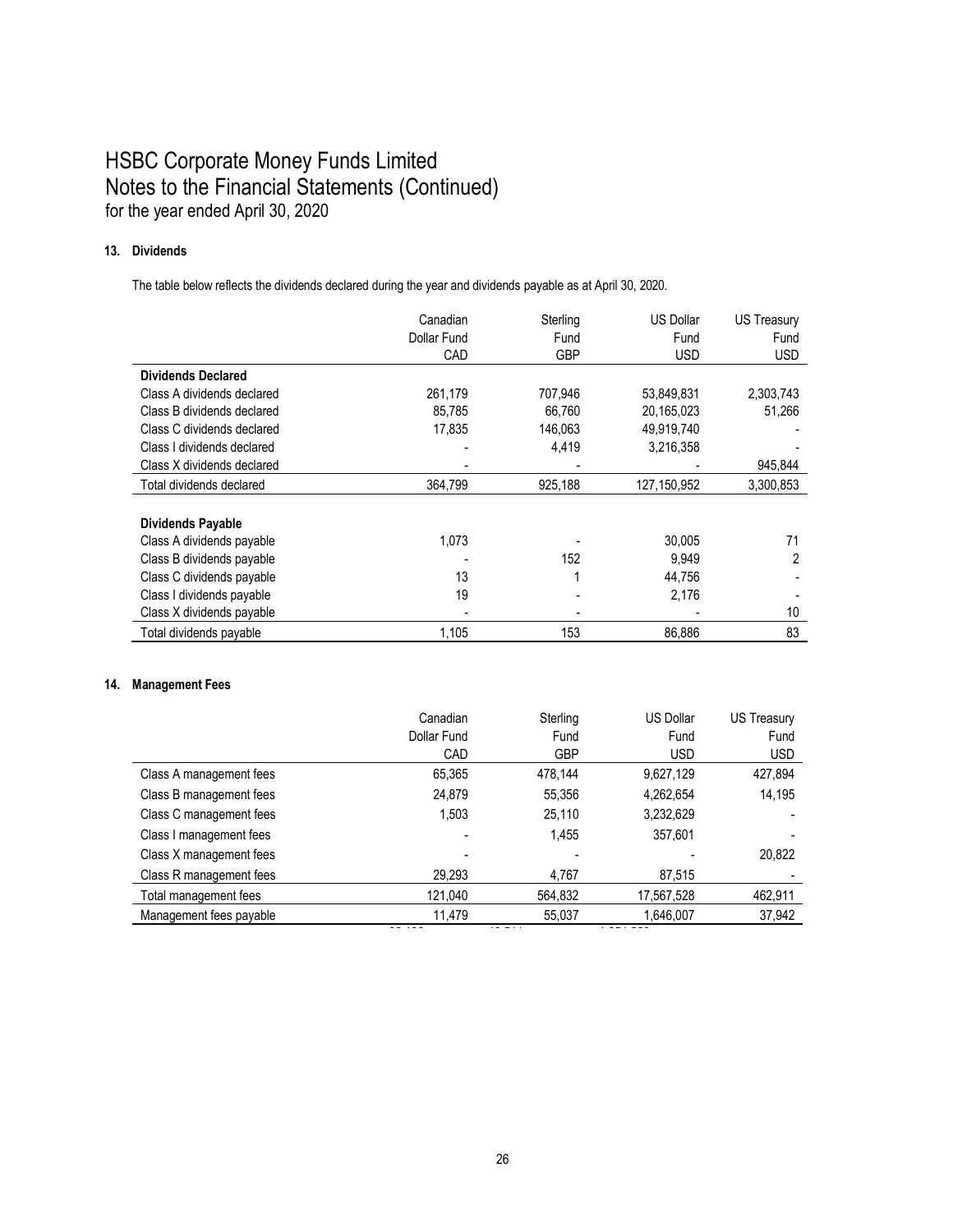# HSBC Corporate Money Funds Limited
# Notes to the Financial Statements (Continued)
for the year ended April 30, 2020

### 13. Dividends

The table below reflects the dividends declared during the year and dividends payable as at April 30, 2020.

| | Canadian Dollar Fund CAD | Sterling Fund GBP | US Dollar Fund USD | US Treasury Fund USD |
|---|---|---|---|---|
| **Dividends Declared** | | | | |
| Class A dividends declared | 261,179 | 707,946 | 53,849,831 | 2,303,743 |
| Class B dividends declared | 85,785 | 66,760 | 20,165,023 | 51,266 |
| Class C dividends declared | 17,835 | 146,063 | 49,919,740 | - |
| Class I dividends declared | - | 4,419 | 3,216,358 | - |
| Class X dividends declared | - | - | - | 945,844 |
| Total dividends declared | 364,799 | 925,188 | 127,150,952 | 3,300,853 |
| | | | | |
| **Dividends Payable** | | | | |
| Class A dividends payable | 1,073 | - | 30,005 | 71 |
| Class B dividends payable | - | 152 | 9,949 | 2 |
| Class C dividends payable | 13 | 1 | 44,756 | - |
| Class I dividends payable | 19 | - | 2,176 | - |
| Class X dividends payable | - | - | - | 10 |
| Total dividends payable | 1,105 | 153 | 86,886 | 83 |

### 14. Management Fees

| | Canadian Dollar Fund CAD | Sterling Fund GBP | US Dollar Fund USD | US Treasury Fund USD |
|---|---|---|---|---|
| Class A management fees | 65,365 | 478,144 | 9,627,129 | 427,894 |
| Class B management fees | 24,879 | 55,356 | 4,262,654 | 14,195 |
| Class C management fees | 1,503 | 25,110 | 3,232,629 | - |
| Class I management fees | - | 1,455 | 357,601 | - |
| Class X management fees | - | - | - | 20,822 |
| Class R management fees | 29,293 | 4,767 | 87,515 | - |
| Total management fees | 121,040 | 564,832 | 17,567,528 | 462,911 |
| Management fees payable | 11,479 | 55,037 | 1,646,007 | 37,942 |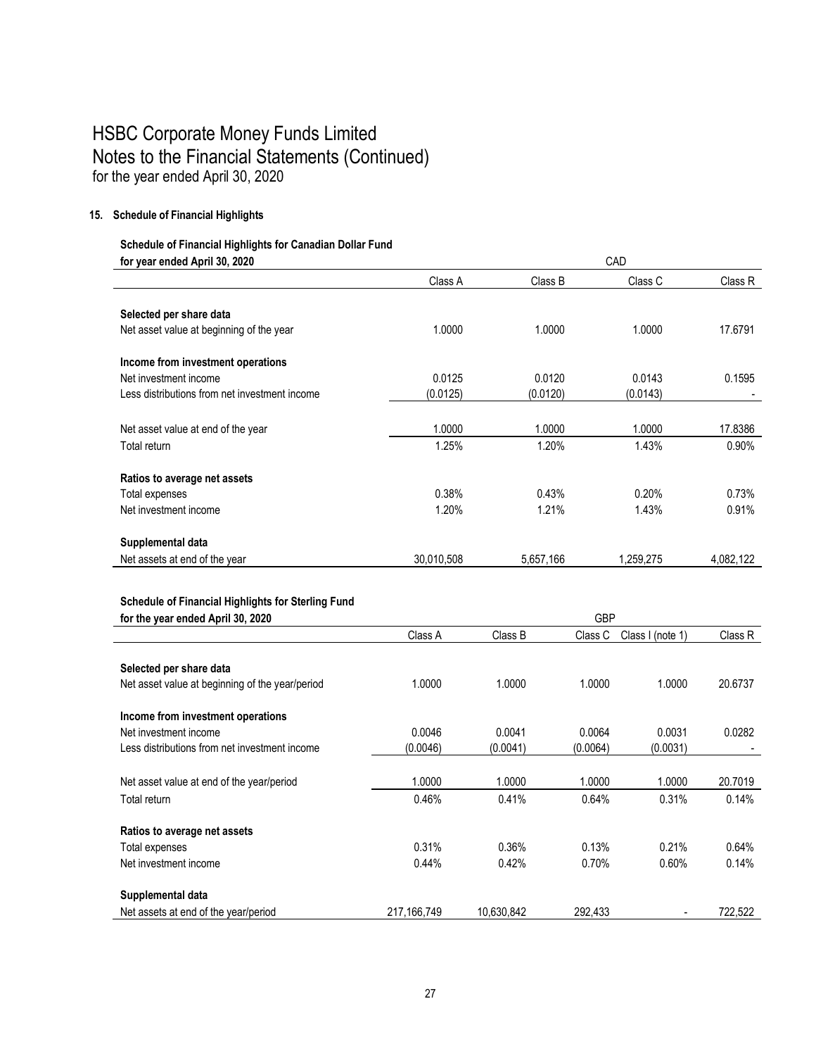# HSBC Corporate Money Funds Limited
## Notes to the Financial Statements (Continued)
for the year ended April 30, 2020

### 15. Schedule of Financial Highlights

**Schedule of Financial Highlights for Canadian Dollar Fund for year ended April 30, 2020**

| | CAD | | | |
|---|---|---|---|---|
| | Class A | Class B | Class C | Class R |
| **Selected per share data** | | | | |
| Net asset value at beginning of the year | 1.0000 | 1.0000 | 1.0000 | 17.6791 |
| **Income from investment operations** | | | | |
| Net investment income | 0.0125 | 0.0120 | 0.0143 | 0.1595 |
| Less distributions from net investment income | (0.0125) | (0.0120) | (0.0143) | - |
| Net asset value at end of the year | 1.0000 | 1.0000 | 1.0000 | 17.8386 |
| Total return | 1.25% | 1.20% | 1.43% | 0.90% |
| **Ratios to average net assets** | | | | |
| Total expenses | 0.38% | 0.43% | 0.20% | 0.73% |
| Net investment income | 1.20% | 1.21% | 1.43% | 0.91% |
| **Supplemental data** | | | | |
| Net assets at end of the year | 30,010,508 | 5,657,166 | 1,259,275 | 4,082,122 |

**Schedule of Financial Highlights for Sterling Fund for the year ended April 30, 2020**

| | GBP | | | | |
|---|---|---|---|---|---|
| | Class A | Class B | Class C | Class I (note 1) | Class R |
| **Selected per share data** | | | | | |
| Net asset value at beginning of the year/period | 1.0000 | 1.0000 | 1.0000 | 1.0000 | 20.6737 |
| **Income from investment operations** | | | | | |
| Net investment income | 0.0046 | 0.0041 | 0.0064 | 0.0031 | 0.0282 |
| Less distributions from net investment income | (0.0046) | (0.0041) | (0.0064) | (0.0031) | - |
| Net asset value at end of the year/period | 1.0000 | 1.0000 | 1.0000 | 1.0000 | 20.7019 |
| Total return | 0.46% | 0.41% | 0.64% | 0.31% | 0.14% |
| **Ratios to average net assets** | | | | | |
| Total expenses | 0.31% | 0.36% | 0.13% | 0.21% | 0.64% |
| Net investment income | 0.44% | 0.42% | 0.70% | 0.60% | 0.14% |
| **Supplemental data** | | | | | |
| Net assets at end of the year/period | 217,166,749 | 10,630,842 | 292,433 | - | 722,522 |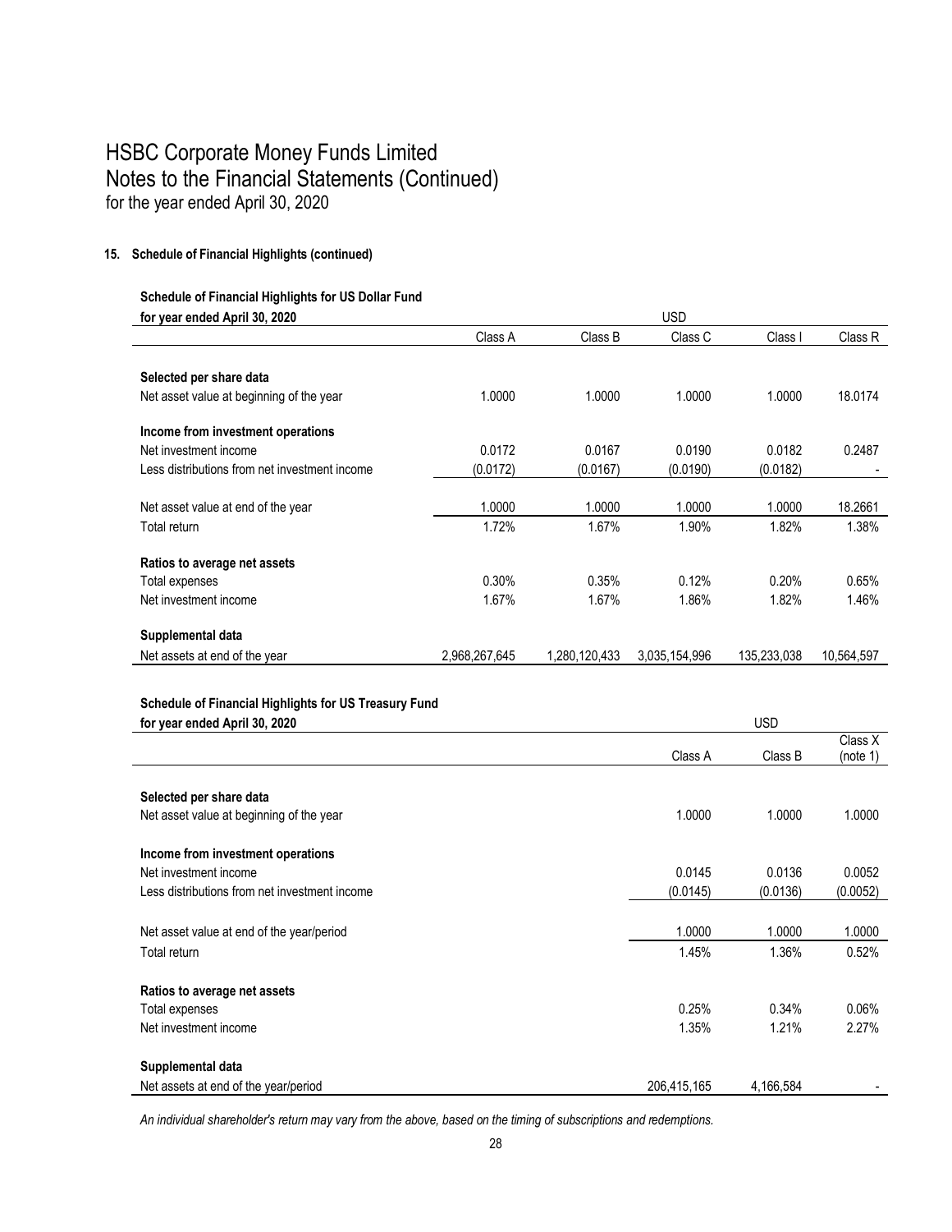# HSBC Corporate Money Funds Limited
## Notes to the Financial Statements (Continued)
for the year ended April 30, 2020

**15. Schedule of Financial Highlights (continued)**

**Schedule of Financial Highlights for US Dollar Fund**

| **for year ended April 30, 2020** | USD | | | | |
|---|---|---|---|---|---|
| | Class A | Class B | Class C | Class I | Class R |
| **Selected per share data** | | | | | |
| Net asset value at beginning of the year | 1.0000 | 1.0000 | 1.0000 | 1.0000 | 18.0174 |
| **Income from investment operations** | | | | | |
| Net investment income | 0.0172 | 0.0167 | 0.0190 | 0.0182 | 0.2487 |
| Less distributions from net investment income | (0.0172) | (0.0167) | (0.0190) | (0.0182) | - |
| Net asset value at end of the year | 1.0000 | 1.0000 | 1.0000 | 1.0000 | 18.2661 |
| Total return | 1.72% | 1.67% | 1.90% | 1.82% | 1.38% |
| **Ratios to average net assets** | | | | | |
| Total expenses | 0.30% | 0.35% | 0.12% | 0.20% | 0.65% |
| Net investment income | 1.67% | 1.67% | 1.86% | 1.82% | 1.46% |
| **Supplemental data** | | | | | |
| Net assets at end of the year | 2,968,267,645 | 1,280,120,433 | 3,035,154,996 | 135,233,038 | 10,564,597 |

**Schedule of Financial Highlights for US Treasury Fund**

| **for year ended April 30, 2020** | USD | | |
|---|---|---|---|
| | Class A | Class B | Class X (note 1) |
| **Selected per share data** | | | |
| Net asset value at beginning of the year | 1.0000 | 1.0000 | 1.0000 |
| **Income from investment operations** | | | |
| Net investment income | 0.0145 | 0.0136 | 0.0052 |
| Less distributions from net investment income | (0.0145) | (0.0136) | (0.0052) |
| Net asset value at end of the year/period | 1.0000 | 1.0000 | 1.0000 |
| Total return | 1.45% | 1.36% | 0.52% |
| **Ratios to average net assets** | | | |
| Total expenses | 0.25% | 0.34% | 0.06% |
| Net investment income | 1.35% | 1.21% | 2.27% |
| **Supplemental data** | | | |
| Net assets at end of the year/period | 206,415,165 | 4,166,584 | - |

*An individual shareholder's return may vary from the above, based on the timing of subscriptions and redemptions.*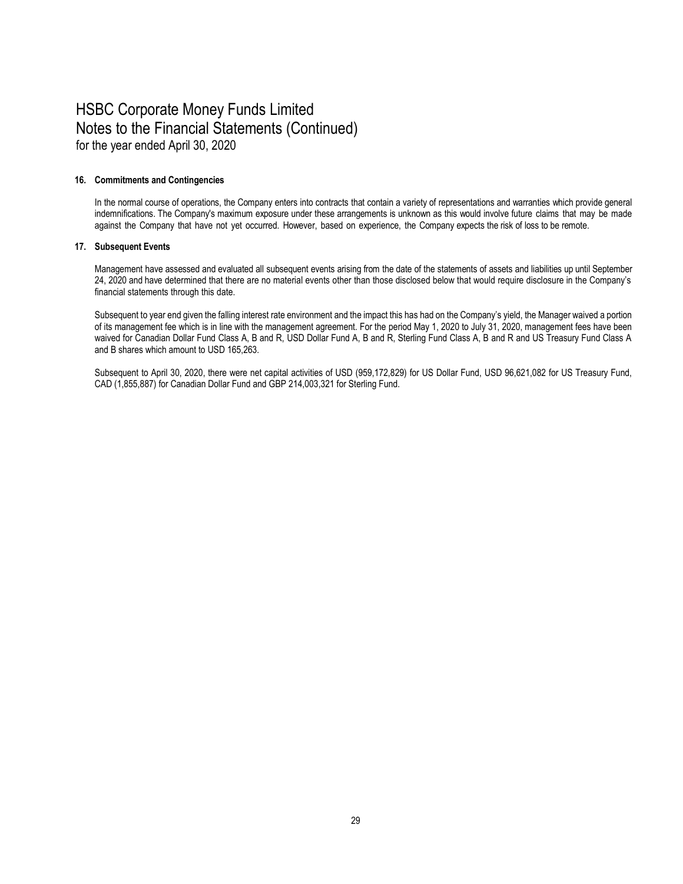# HSBC Corporate Money Funds Limited
## Notes to the Financial Statements (Continued)
for the year ended April 30, 2020

### 16. Commitments and Contingencies

In the normal course of operations, the Company enters into contracts that contain a variety of representations and warranties which provide general indemnifications. The Company's maximum exposure under these arrangements is unknown as this would involve future claims that may be made against the Company that have not yet occurred. However, based on experience, the Company expects the risk of loss to be remote.

### 17. Subsequent Events

Management have assessed and evaluated all subsequent events arising from the date of the statements of assets and liabilities up until September 24, 2020 and have determined that there are no material events other than those disclosed below that would require disclosure in the Company's financial statements through this date.

Subsequent to year end given the falling interest rate environment and the impact this has had on the Company's yield, the Manager waived a portion of its management fee which is in line with the management agreement. For the period May 1, 2020 to July 31, 2020, management fees have been waived for Canadian Dollar Fund Class A, B and R, USD Dollar Fund A, B and R, Sterling Fund Class A, B and R and US Treasury Fund Class A and B shares which amount to USD 165,263.

Subsequent to April 30, 2020, there were net capital activities of USD (959,172,829) for US Dollar Fund, USD 96,621,082 for US Treasury Fund, CAD (1,855,887) for Canadian Dollar Fund and GBP 214,003,321 for Sterling Fund.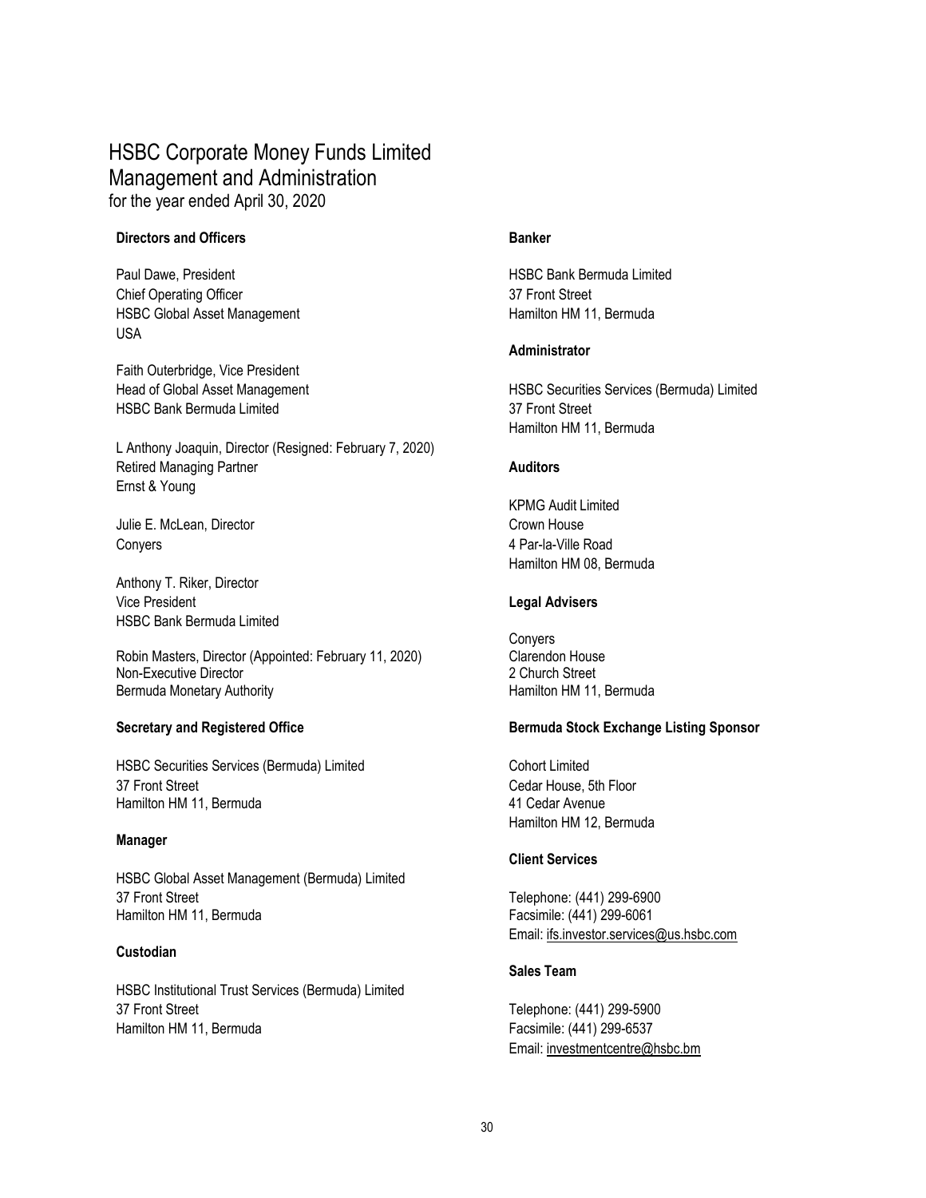# HSBC Corporate Money Funds Limited
## Management and Administration
for the year ended April 30, 2020

### Directors and Officers

Paul Dawe, President
Chief Operating Officer
HSBC Global Asset Management
USA

Faith Outerbridge, Vice President
Head of Global Asset Management
HSBC Bank Bermuda Limited

L Anthony Joaquin, Director (Resigned: February 7, 2020)
Retired Managing Partner
Ernst & Young

Julie E. McLean, Director
Conyers

Anthony T. Riker, Director
Vice President
HSBC Bank Bermuda Limited

Robin Masters, Director (Appointed: February 11, 2020)
Non-Executive Director
Bermuda Monetary Authority

### Secretary and Registered Office

HSBC Securities Services (Bermuda) Limited
37 Front Street
Hamilton HM 11, Bermuda

### Manager

HSBC Global Asset Management (Bermuda) Limited
37 Front Street
Hamilton HM 11, Bermuda

### Custodian

HSBC Institutional Trust Services (Bermuda) Limited
37 Front Street
Hamilton HM 11, Bermuda

### Banker

HSBC Bank Bermuda Limited
37 Front Street
Hamilton HM 11, Bermuda

### Administrator

HSBC Securities Services (Bermuda) Limited
37 Front Street
Hamilton HM 11, Bermuda

### Auditors

KPMG Audit Limited
Crown House
4 Par-la-Ville Road
Hamilton HM 08, Bermuda

### Legal Advisers

Conyers
Clarendon House
2 Church Street
Hamilton HM 11, Bermuda

### Bermuda Stock Exchange Listing Sponsor

Cohort Limited
Cedar House, 5th Floor
41 Cedar Avenue
Hamilton HM 12, Bermuda

### Client Services

Telephone: (441) 299-6900
Facsimile: (441) 299-6061
Email: ifs.investor.services@us.hsbc.com

### Sales Team

Telephone: (441) 299-5900
Facsimile: (441) 299-6537
Email: investmentcentre@hsbc.bm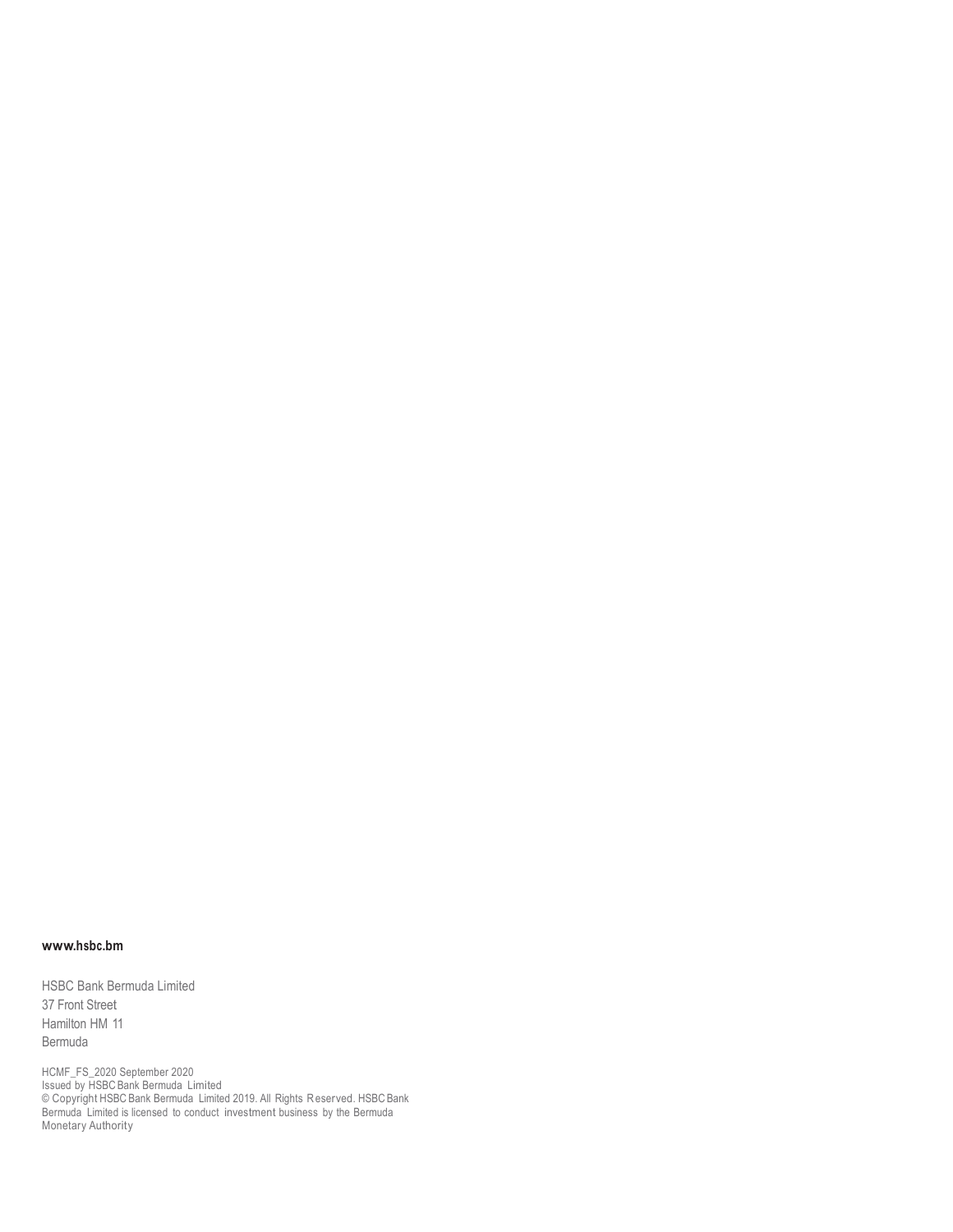**www.hsbc.bm**

HSBC Bank Bermuda Limited
37 Front Street
Hamilton HM 11
Bermuda

HCMF_FS_2020 September 2020
Issued by HSBC Bank Bermuda Limited
© Copyright HSBC Bank Bermuda Limited 2019. All Rights Reserved. HSBC Bank Bermuda Limited is licensed to conduct investment business by the Bermuda Monetary Authority